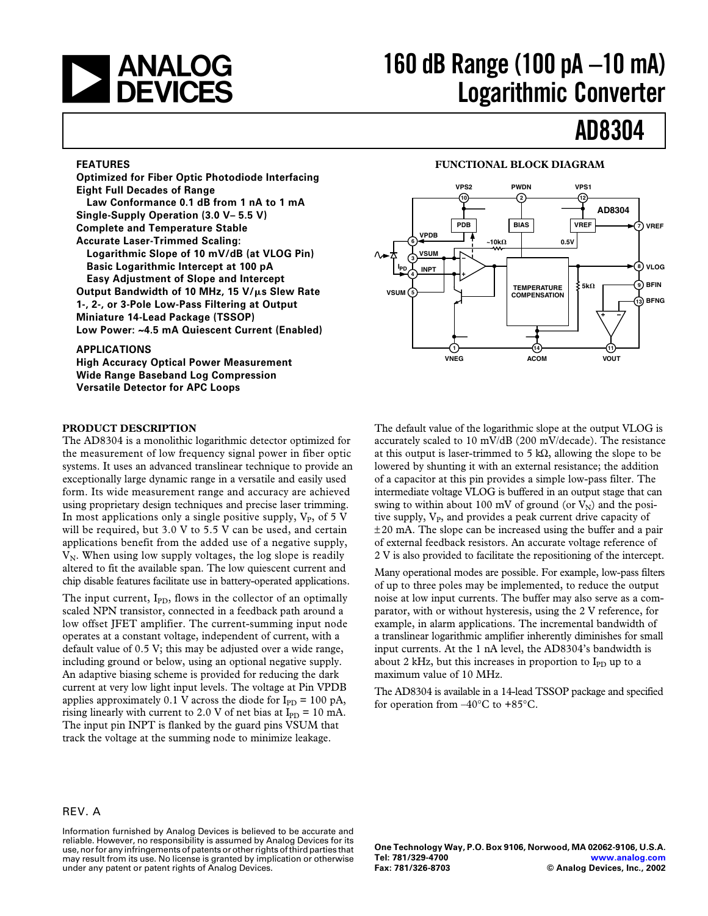# 160 dB Range (100 pA –10 mA) Logarithmic Converter

# AD8304

## FEATURES

- Optimized for Fiber Optic Photodiode Interfacing
- Eight Full Decades of Range
  - Law Conformance 0.1 dB from 1 nA to 1 mA
- Single-Supply Operation (3.0 V– 5.5 V)
- Complete and Temperature Stable
- Accurate Laser-Trimmed Scaling:
  - Logarithmic Slope of 10 mV/dB (at VLOG Pin)
  - Basic Logarithmic Intercept at 100 pA
  - Easy Adjustment of Slope and Intercept
- Output Bandwidth of 10 MHz, 15 V/µs Slew Rate
- 1-, 2-, or 3-Pole Low-Pass Filtering at Output
- Miniature 14-Lead Package (TSSOP)
- Low Power: ~4.5 mA Quiescent Current (Enabled)

## APPLICATIONS

- High Accuracy Optical Power Measurement
- Wide Range Baseband Log Compression
- Versatile Detector for APC Loops

## FUNCTIONAL BLOCK DIAGRAM

## PRODUCT DESCRIPTION

The AD8304 is a monolithic logarithmic detector optimized for the measurement of low frequency signal power in fiber optic systems. It uses an advanced translinear technique to provide an exceptionally large dynamic range in a versatile and easily used form. Its wide measurement range and accuracy are achieved using proprietary design techniques and precise laser trimming. In most applications only a single positive supply, $V_P$, of 5 V will be required, but 3.0 V to 5.5 V can be used, and certain applications benefit from the added use of a negative supply, $V_N$. When using low supply voltages, the log slope is readily altered to fit the available span. The low quiescent current and chip disable features facilitate use in battery-operated applications.

The input current, $I_{PD}$, flows in the collector of an optimally scaled NPN transistor, connected in a feedback path around a low offset JFET amplifier. The current-summing input node operates at a constant voltage, independent of current, with a default value of 0.5 V; this may be adjusted over a wide range, including ground or below, using an optional negative supply. An adaptive biasing scheme is provided for reducing the dark current at very low light input levels. The voltage at Pin VPDB applies approximately 0.1 V across the diode for $I_{PD}$ = 100 pA, rising linearly with current to 2.0 V of net bias at $I_{PD}$ = 10 mA. The input pin INPT is flanked by the guard pins VSUM that track the voltage at the summing node to minimize leakage.

The default value of the logarithmic slope at the output VLOG is accurately scaled to 10 mV/dB (200 mV/decade). The resistance at this output is laser-trimmed to 5 kΩ, allowing the slope to be lowered by shunting it with an external resistance; the addition of a capacitor at this pin provides a simple low-pass filter. The intermediate voltage VLOG is buffered in an output stage that can swing to within about 100 mV of ground (or $V_N$) and the positive supply, $V_P$, and provides a peak current drive capacity of ±20 mA. The slope can be increased using the buffer and a pair of external feedback resistors. An accurate voltage reference of 2 V is also provided to facilitate the repositioning of the intercept.

Many operational modes are possible. For example, low-pass filters of up to three poles may be implemented, to reduce the output noise at low input currents. The buffer may also serve as a comparator, with or without hysteresis, using the 2 V reference, for example, in alarm applications. The incremental bandwidth of a translinear logarithmic amplifier inherently diminishes for small input currents. At the 1 nA level, the AD8304's bandwidth is about 2 kHz, but this increases in proportion to $I_{PD}$ up to a maximum value of 10 MHz.

The AD8304 is available in a 14-lead TSSOP package and specified for operation from –40°C to +85°C.

REV. A

Information furnished by Analog Devices is believed to be accurate and reliable. However, no responsibility is assumed by Analog Devices for its use, nor for any infringements of patents or other rights of third parties that may result from its use. No license is granted by implication or otherwise under any patent or patent rights of Analog Devices.

One Technology Way, P.O. Box 9106, Norwood, MA 02062-9106, U.S.A.
Tel: 781/329-4700 www.analog.com
Fax: 781/326-8703 © Analog Devices, Inc., 2002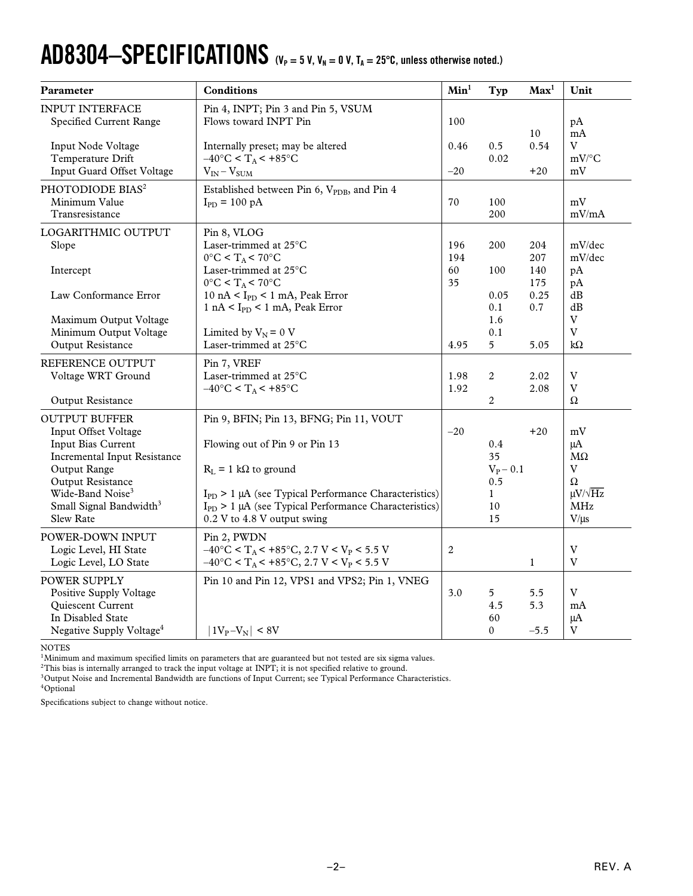# AD8304–SPECIFICATIONS ($V_P$ = 5 V, $V_N$ = 0 V, $T_A$ = 25°C, unless otherwise noted.)

| Parameter | Conditions | Min[1] | Typ | Max[1] | Unit |
|---|---|---|---|---|---|
| INPUT INTERFACE | Pin 4, INPT; Pin 3 and Pin 5, VSUM | | | | |
| Specified Current Range | Flows toward INPT Pin | 100 | | | pA |
| | | | | 10 | mA |
| Input Node Voltage | Internally preset; may be altered | 0.46 | 0.5 | 0.54 | V |
| Temperature Drift | $-40°C < T_A < +85°C$ | | 0.02 | | mV/°C |
| Input Guard Offset Voltage | $V_{IN} - V_{SUM}$ | –20 | | +20 | mV |
| PHOTODIODE BIAS[2] | Established between Pin 6, $V_{PDB}$, and Pin 4 | | | | |
| Minimum Value | $I_{PD}$ = 100 pA | 70 | 100 | | mV |
| Transresistance | | | 200 | | mV/mA |
| LOGARITHMIC OUTPUT | Pin 8, VLOG | | | | |
| Slope | Laser-trimmed at 25°C | 196 | 200 | 204 | mV/dec |
| | $0°C < T_A < 70°C$ | 194 | | 207 | mV/dec |
| Intercept | Laser-trimmed at 25°C | 60 | 100 | 140 | pA |
| | $0°C < T_A < 70°C$ | 35 | | 175 | pA |
| Law Conformance Error | 10 nA < $I_{PD}$ < 1 mA, Peak Error | | 0.05 | 0.25 | dB |
| | 1 nA < $I_{PD}$ < 1 mA, Peak Error | | 0.1 | 0.7 | dB |
| Maximum Output Voltage | | | 1.6 | | V |
| Minimum Output Voltage | Limited by $V_N$ = 0 V | | 0.1 | | V |
| Output Resistance | Laser-trimmed at 25°C | 4.95 | 5 | 5.05 | kΩ |
| REFERENCE OUTPUT | Pin 7, VREF | | | | |
| Voltage WRT Ground | Laser-trimmed at 25°C | 1.98 | 2 | 2.02 | V |
| | $-40°C < T_A < +85°C$ | 1.92 | | 2.08 | V |
| Output Resistance | | | 2 | | Ω |
| OUTPUT BUFFER | Pin 9, BFIN; Pin 13, BFNG; Pin 11, VOUT | | | | |
| Input Offset Voltage | | –20 | | +20 | mV |
| Input Bias Current | Flowing out of Pin 9 or Pin 13 | | 0.4 | | μA |
| Incremental Input Resistance | | | 35 | | MΩ |
| Output Range | $R_L$ = 1 kΩ to ground | | $V_P$ – 0.1 | | V |
| Output Resistance | | | 0.5 | | Ω |
| Wide-Band Noise[3] | $I_{PD}$ > 1 μA (see Typical Performance Characteristics) | | 1 | | μV/√Hz |
| Small Signal Bandwidth[3] | $I_{PD}$ > 1 μA (see Typical Performance Characteristics) | | 10 | | MHz |
| Slew Rate | 0.2 V to 4.8 V output swing | | 15 | | V/μs |
| POWER-DOWN INPUT | Pin 2, PWDN | | | | |
| Logic Level, HI State | $-40°C < T_A < +85°C$, 2.7 V < $V_P$ < 5.5 V | 2 | | | V |
| Logic Level, LO State | $-40°C < T_A < +85°C$, 2.7 V < $V_P$ < 5.5 V | | | 1 | V |
| POWER SUPPLY | Pin 10 and Pin 12, VPS1 and VPS2; Pin 1, VNEG | | | | |
| Positive Supply Voltage | | 3.0 | 5 | 5.5 | V |
| Quiescent Current | | | 4.5 | 5.3 | mA |
| In Disabled State | | | 60 | | μA |
| Negative Supply Voltage[4] | $\lvert 1V_P - V_N \rvert$ < 8V | | 0 | –5.5 | V |

NOTES

[1]Minimum and maximum specified limits on parameters that are guaranteed but not tested are six sigma values.

[2]This bias is internally arranged to track the input voltage at INPT; it is not specified relative to ground.

[3]Output Noise and Incremental Bandwidth are functions of Input Current; see Typical Performance Characteristics.

[4]Optional

Specifications subject to change without notice.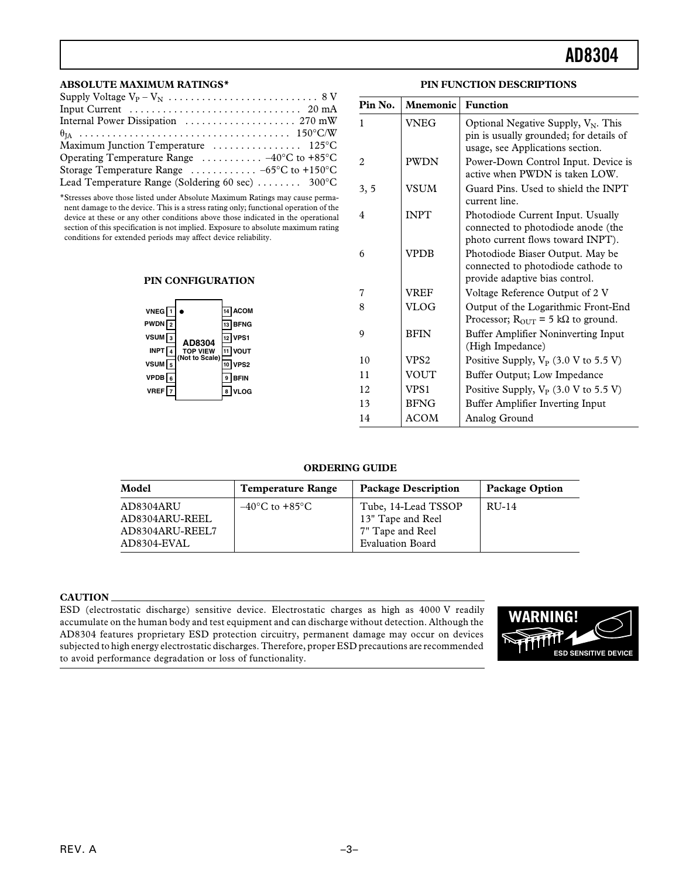## ABSOLUTE MAXIMUM RATINGS*

Supply Voltage $V_P – V_N$ . . . . . . . . . . . . . . . . . . . . . . . . . . 8 V
Input Current . . . . . . . . . . . . . . . . . . . . . . . . . . . . . . 20 mA
Internal Power Dissipation . . . . . . . . . . . . . . . . . . . . 270 mW
$\theta_{JA}$ . . . . . . . . . . . . . . . . . . . . . . . . . . . . . . . . . . . . . 150°C/W
Maximum Junction Temperature . . . . . . . . . . . . . . . . 125°C
Operating Temperature Range . . . . . . . . . . . –40°C to +85°C
Storage Temperature Range . . . . . . . . . . . . –65°C to +150°C
Lead Temperature Range (Soldering 60 sec) . . . . . . . . 300°C

*Stresses above those listed under Absolute Maximum Ratings may cause permanent damage to the device. This is a stress rating only; functional operation of the device at these or any other conditions above those indicated in the operational section of this specification is not implied. Exposure to absolute maximum rating conditions for extended periods may affect device reliability.

## PIN CONFIGURATION

AD8304 TOP VIEW (Not to Scale)

| Pin | Name | | Pin | Name |
|---|---|---|---|---|
| 1 | VNEG | | 14 | ACOM |
| 2 | PWDN | | 13 | BFNG |
| 3 | VSUM | | 12 | VPS1 |
| 4 | INPT | | 11 | VOUT |
| 5 | VSUM | | 10 | VPS2 |
| 6 | VPDB | | 9 | BFIN |
| 7 | VREF | | 8 | VLOG |

## PIN FUNCTION DESCRIPTIONS

| Pin No. | Mnemonic | Function |
|---|---|---|
| 1 | VNEG | Optional Negative Supply, $V_N$. This pin is usually grounded; for details of usage, see Applications section. |
| 2 | PWDN | Power-Down Control Input. Device is active when PWDN is taken LOW. |
| 3, 5 | VSUM | Guard Pins. Used to shield the INPT current line. |
| 4 | INPT | Photodiode Current Input. Usually connected to photodiode anode (the photo current flows toward INPT). |
| 6 | VPDB | Photodiode Biaser Output. May be connected to photodiode cathode to provide adaptive bias control. |
| 7 | VREF | Voltage Reference Output of 2 V |
| 8 | VLOG | Output of the Logarithmic Front-End Processor; $R_{OUT}$ = 5 kΩ to ground. |
| 9 | BFIN | Buffer Amplifier Noninverting Input (High Impedance) |
| 10 | VPS2 | Positive Supply, $V_P$ (3.0 V to 5.5 V) |
| 11 | VOUT | Buffer Output; Low Impedance |
| 12 | VPS1 | Positive Supply, $V_P$ (3.0 V to 5.5 V) |
| 13 | BFNG | Buffer Amplifier Inverting Input |
| 14 | ACOM | Analog Ground |

## ORDERING GUIDE

| Model | Temperature Range | Package Description | Package Option |
|---|---|---|---|
| AD8304ARU | –40°C to +85°C | Tube, 14-Lead TSSOP | RU-14 |
| AD8304ARU-REEL | | 13" Tape and Reel | |
| AD8304ARU-REEL7 | | 7" Tape and Reel | |
| AD8304-EVAL | | Evaluation Board | |

**CAUTION**

ESD (electrostatic discharge) sensitive device. Electrostatic charges as high as 4000 V readily accumulate on the human body and test equipment and can discharge without detection. Although the AD8304 features proprietary ESD protection circuitry, permanent damage may occur on devices subjected to high energy electrostatic discharges. Therefore, proper ESD precautions are recommended to avoid performance degradation or loss of functionality.

WARNING! ESD SENSITIVE DEVICE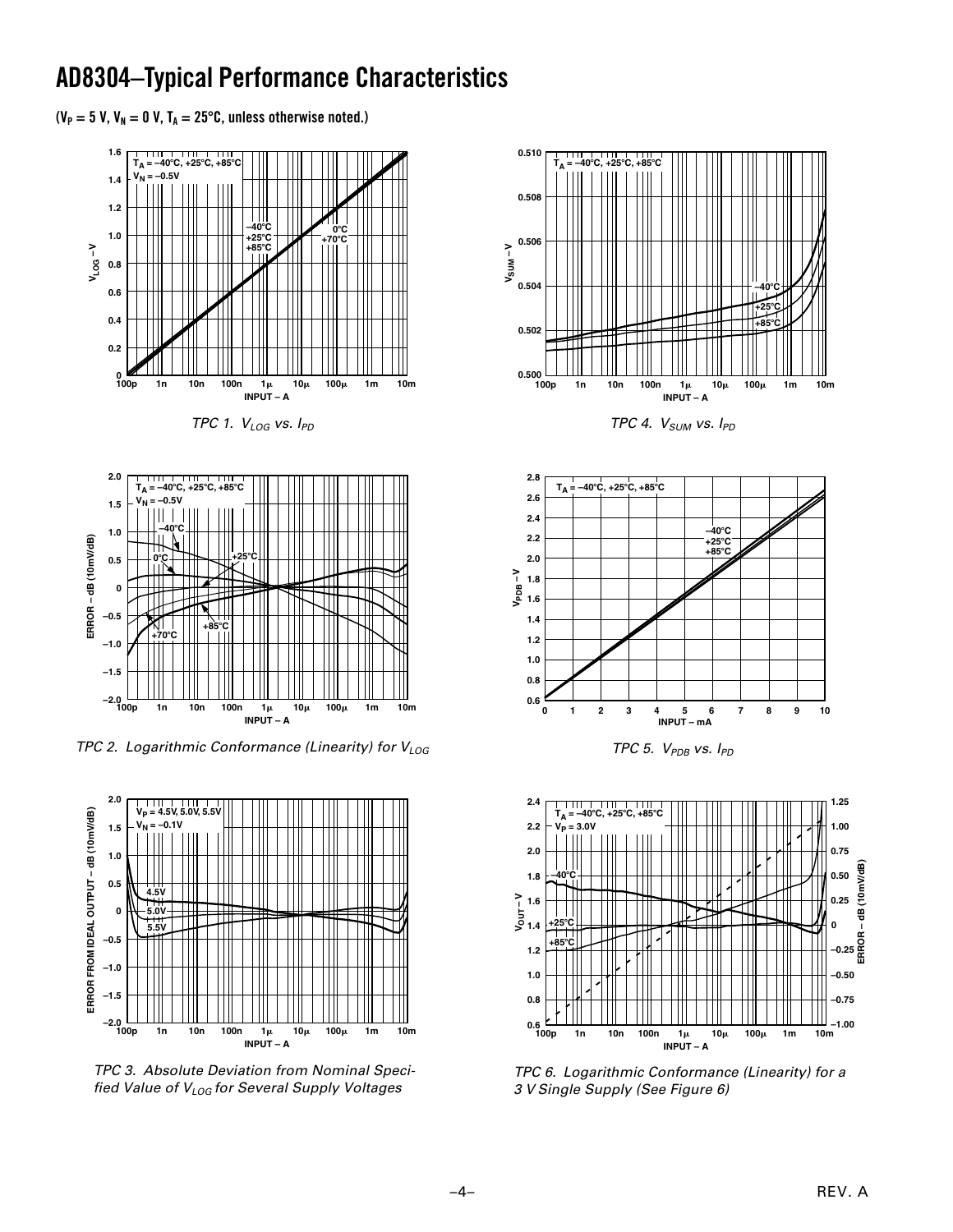# AD8304–Typical Performance Characteristics

($V_P$ = 5 V, $V_N$ = 0 V, $T_A$ = 25°C, unless otherwise noted.)

*TPC 1. $V_{LOG}$ vs. $I_{PD}$*

*TPC 2. Logarithmic Conformance (Linearity) for $V_{LOG}$*

*TPC 3. Absolute Deviation from Nominal Specified Value of $V_{LOG}$ for Several Supply Voltages*

*TPC 4. $V_{SUM}$ vs. $I_{PD}$*

*TPC 5. $V_{PDB}$ vs. $I_{PD}$*

*TPC 6. Logarithmic Conformance (Linearity) for a 3 V Single Supply (See Figure 6)*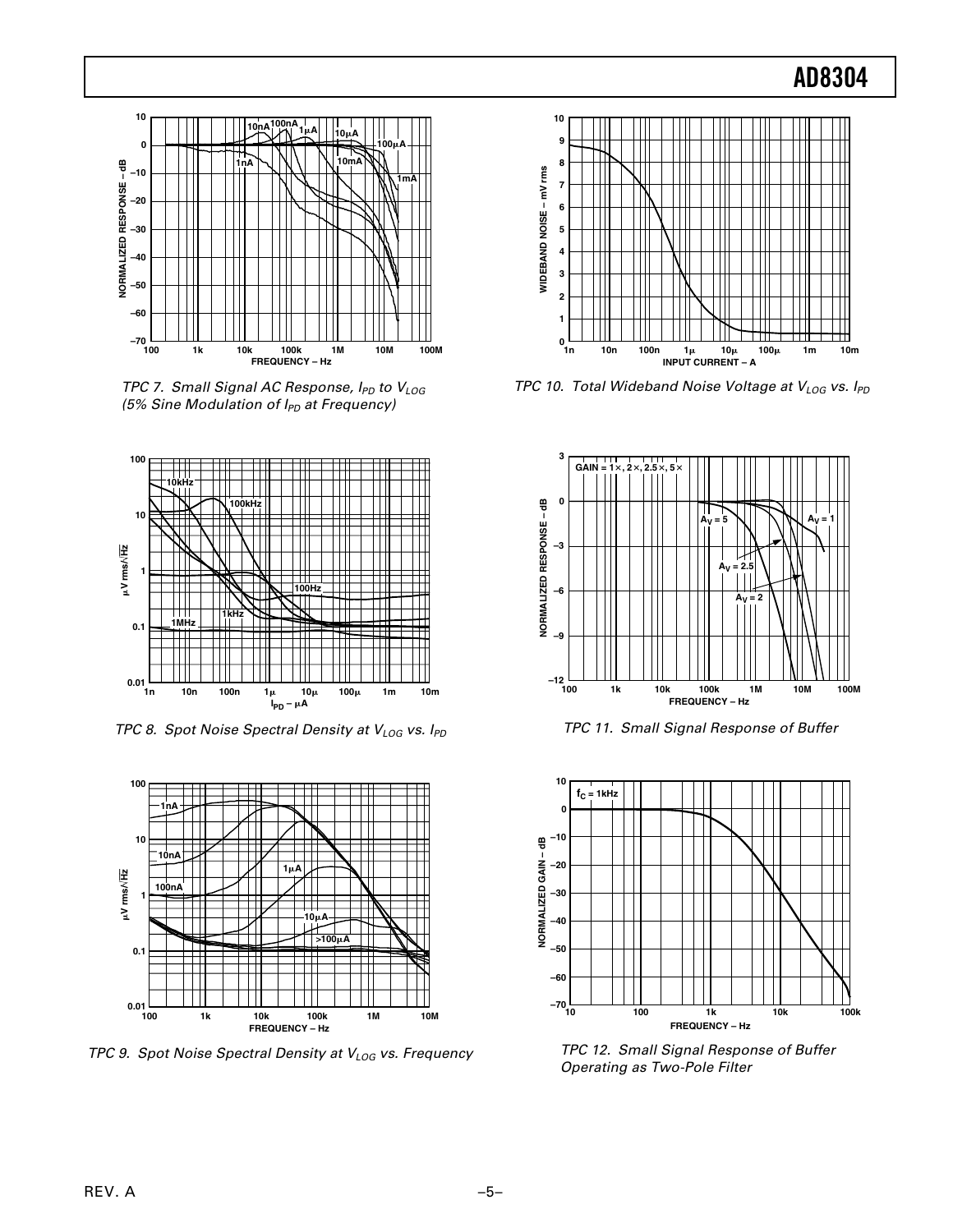TPC 7. Small Signal AC Response, $I_{PD}$ to $V_{LOG}$ (5% Sine Modulation of $I_{PD}$ at Frequency)

TPC 8. Spot Noise Spectral Density at $V_{LOG}$ vs. $I_{PD}$

TPC 9. Spot Noise Spectral Density at $V_{LOG}$ vs. Frequency

TPC 10. Total Wideband Noise Voltage at $V_{LOG}$ vs. $I_{PD}$

TPC 11. Small Signal Response of Buffer

TPC 12. Small Signal Response of Buffer Operating as Two-Pole Filter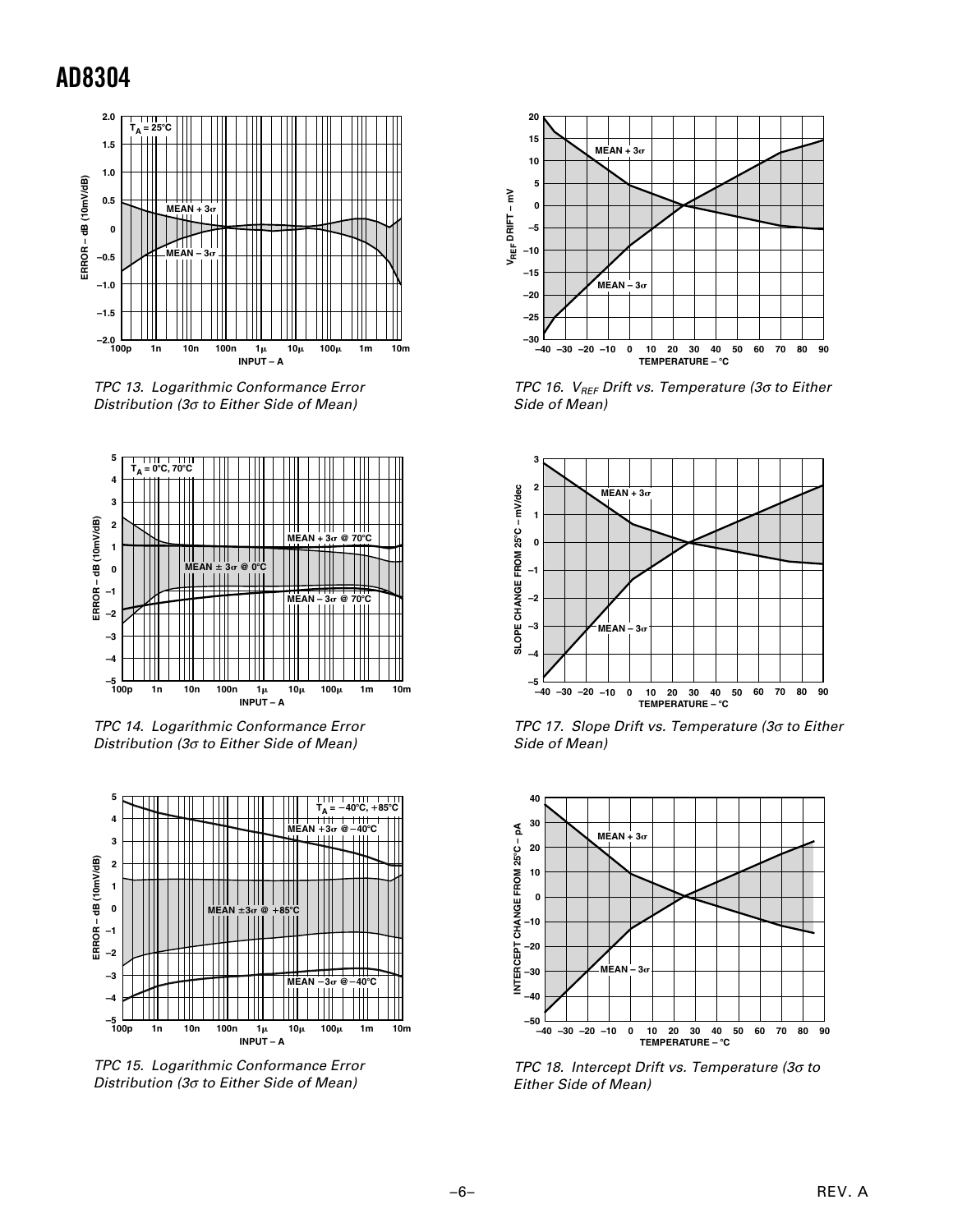TPC 13. Logarithmic Conformance Error Distribution (3σ to Either Side of Mean)

TPC 14. Logarithmic Conformance Error Distribution (3σ to Either Side of Mean)

TPC 15. Logarithmic Conformance Error Distribution (3σ to Either Side of Mean)

TPC 16. $V_{REF}$ Drift vs. Temperature (3σ to Either Side of Mean)

TPC 17. Slope Drift vs. Temperature (3σ to Either Side of Mean)

TPC 18. Intercept Drift vs. Temperature (3σ to Either Side of Mean)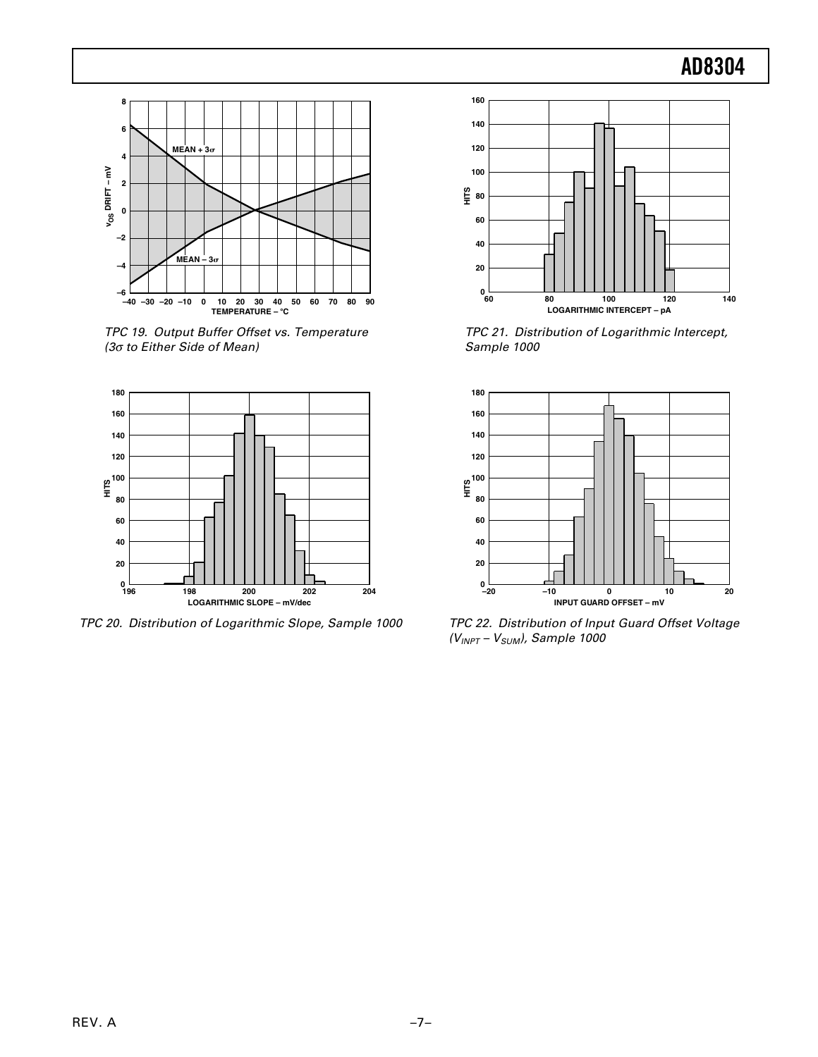TPC 19. Output Buffer Offset vs. Temperature (3σ to Either Side of Mean)

TPC 20. Distribution of Logarithmic Slope, Sample 1000

TPC 21. Distribution of Logarithmic Intercept, Sample 1000

TPC 22. Distribution of Input Guard Offset Voltage ($V_{INPT} – V_{SUM}$), Sample 1000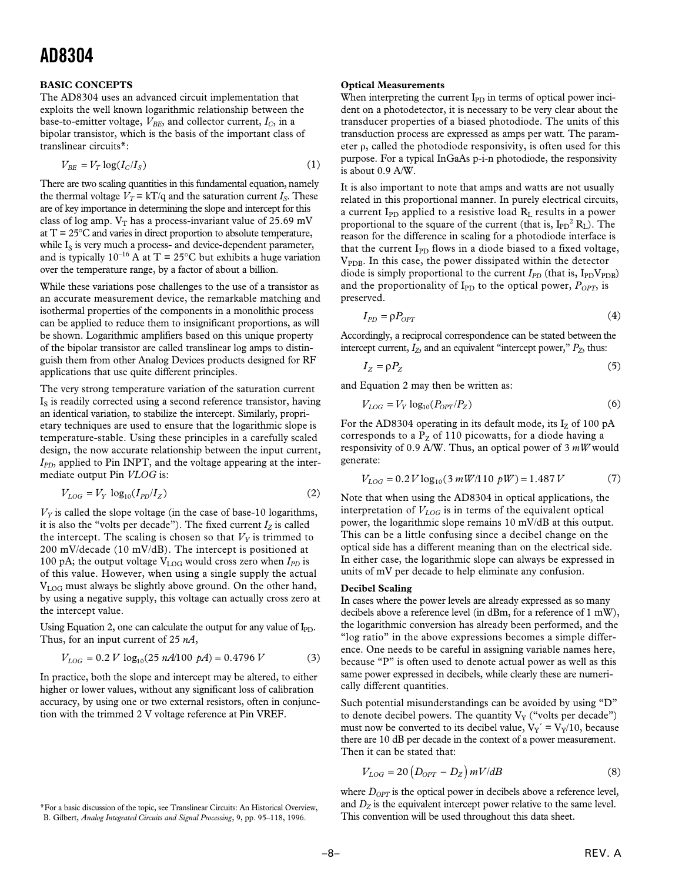## BASIC CONCEPTS

The AD8304 uses an advanced circuit implementation that exploits the well known logarithmic relationship between the base-to-emitter voltage, $V_{BE}$, and collector current, $I_C$, in a bipolar transistor, which is the basis of the important class of translinear circuits*:

$$V_{BE} = V_T \log(I_C/I_S) \tag{1}$$

There are two scaling quantities in this fundamental equation, namely the thermal voltage $V_T = kT/q$ and the saturation current $I_S$. These are of key importance in determining the slope and intercept for this class of log amp. $V_T$ has a process-invariant value of 25.69 mV at T = 25°C and varies in direct proportion to absolute temperature, while $I_S$ is very much a process- and device-dependent parameter, and is typically $10^{-16}$ A at T = 25°C but exhibits a huge variation over the temperature range, by a factor of about a billion.

While these variations pose challenges to the use of a transistor as an accurate measurement device, the remarkable matching and isothermal properties of the components in a monolithic process can be applied to reduce them to insignificant proportions, as will be shown. Logarithmic amplifiers based on this unique property of the bipolar transistor are called translinear log amps to distinguish them from other Analog Devices products designed for RF applications that use quite different principles.

The very strong temperature variation of the saturation current $I_S$ is readily corrected using a second reference transistor, having an identical variation, to stabilize the intercept. Similarly, proprietary techniques are used to ensure that the logarithmic slope is temperature-stable. Using these principles in a carefully scaled design, the now accurate relationship between the input current, $I_{PD}$, applied to Pin INPT, and the voltage appearing at the intermediate output Pin *VLOG* is:

$$V_{LOG} = V_Y \log_{10}(I_{PD}/I_Z) \tag{2}$$

$V_Y$ is called the slope voltage (in the case of base-10 logarithms, it is also the "volts per decade"). The fixed current $I_Z$ is called the intercept. The scaling is chosen so that $V_Y$ is trimmed to 200 mV/decade (10 mV/dB). The intercept is positioned at 100 pA; the output voltage $V_{LOG}$ would cross zero when $I_{PD}$ is of this value. However, when using a single supply the actual $V_{LOG}$ must always be slightly above ground. On the other hand, by using a negative supply, this voltage can actually cross zero at the intercept value.

Using Equation 2, one can calculate the output for any value of $I_{PD}$. Thus, for an input current of 25 *nA*,

$$V_{LOG} = 0.2\,V \log_{10}(25\,nA/100\,pA) = 0.4796\,V \tag{3}$$

In practice, both the slope and intercept may be altered, to either higher or lower values, without any significant loss of calibration accuracy, by using one or two external resistors, often in conjunction with the trimmed 2 V voltage reference at Pin VREF.

*For a basic discussion of the topic, see Translinear Circuits: An Historical Overview, B. Gilbert, *Analog Integrated Circuits and Signal Processing*, 9, pp. 95–118, 1996.

### Optical Measurements

When interpreting the current $I_{PD}$ in terms of optical power incident on a photodetector, it is necessary to be very clear about the transducer properties of a biased photodiode. The units of this transduction process are expressed as amps per watt. The parameter ρ, called the photodiode responsivity, is often used for this purpose. For a typical InGaAs p-i-n photodiode, the responsivity is about 0.9 A/W.

It is also important to note that amps and watts are not usually related in this proportional manner. In purely electrical circuits, a current $I_{PD}$ applied to a resistive load $R_L$ results in a power proportional to the square of the current (that is, $I_{PD}^2 R_L$). The reason for the difference in scaling for a photodiode interface is that the current $I_{PD}$ flows in a diode biased to a fixed voltage, $V_{PDB}$. In this case, the power dissipated within the detector diode is simply proportional to the current $I_{PD}$ (that is, $I_{PD}V_{PDB}$) and the proportionality of $I_{PD}$ to the optical power, $P_{OPT}$, is preserved.

$$I_{PD} = \rho P_{OPT} \tag{4}$$

Accordingly, a reciprocal correspondence can be stated between the intercept current, $I_Z$, and an equivalent "intercept power," $P_Z$, thus:

$$I_Z = \rho P_Z \tag{5}$$

and Equation 2 may then be written as:

$$V_{LOG} = V_Y \log_{10}(P_{OPT}/P_Z) \tag{6}$$

For the AD8304 operating in its default mode, its $I_Z$ of 100 pA corresponds to a $P_Z$ of 110 picowatts, for a diode having a responsivity of 0.9 A/W. Thus, an optical power of 3 *mW* would generate:

$$V_{LOG} = 0.2\,V \log_{10}(3\,mW/110\,pW) = 1.487\,V \tag{7}$$

Note that when using the AD8304 in optical applications, the interpretation of $V_{LOG}$ is in terms of the equivalent optical power, the logarithmic slope remains 10 mV/dB at this output. This can be a little confusing since a decibel change on the optical side has a different meaning than on the electrical side. In either case, the logarithmic slope can always be expressed in units of mV per decade to help eliminate any confusion.

### Decibel Scaling

In cases where the power levels are already expressed as so many decibels above a reference level (in dBm, for a reference of 1 mW), the logarithmic conversion has already been performed, and the "log ratio" in the above expressions becomes a simple difference. One needs to be careful in assigning variable names here, because "P" is often used to denote actual power as well as this same power expressed in decibels, while clearly these are numerically different quantities.

Such potential misunderstandings can be avoided by using "D" to denote decibel powers. The quantity $V_Y$ ("volts per decade") must now be converted to its decibel value, $V_Y' = V_Y/10$, because there are 10 dB per decade in the context of a power measurement. Then it can be stated that:

$$V_{LOG} = 20\left(D_{OPT} - D_Z\right) mV/dB \tag{8}$$

where $D_{OPT}$ is the optical power in decibels above a reference level, and $D_Z$ is the equivalent intercept power relative to the same level. This convention will be used throughout this data sheet.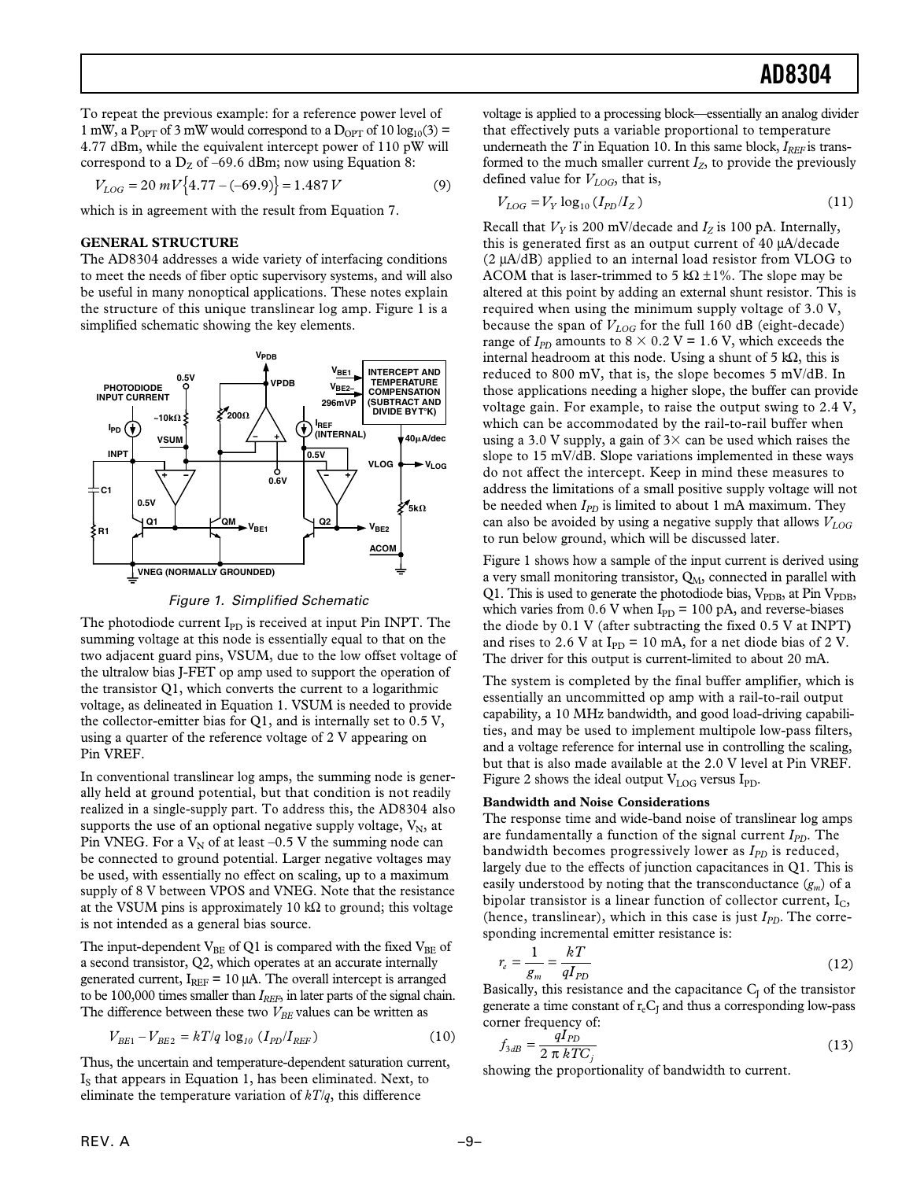To repeat the previous example: for a reference power level of 1 mW, a $P_{OPT}$ of 3 mW would correspond to a $D_{OPT}$ of $10 \log_{10}(3)$ = 4.77 dBm, while the equivalent intercept power of 110 pW will correspond to a $D_Z$ of –69.6 dBm; now using Equation 8:

$$V_{LOG} = 20\ mV\{4.77 - (-69.9)\} = 1.487\ V \tag{9}$$

which is in agreement with the result from Equation 7.

**GENERAL STRUCTURE**

The AD8304 addresses a wide variety of interfacing conditions to meet the needs of fiber optic supervisory systems, and will also be useful in many nonoptical applications. These notes explain the structure of this unique translinear log amp. Figure 1 is a simplified schematic showing the key elements.

*Figure 1. Simplified Schematic*

The photodiode current $I_{PD}$ is received at input Pin INPT. The summing voltage at this node is essentially equal to that on the two adjacent guard pins, VSUM, due to the low offset voltage of the ultralow bias J-FET op amp used to support the operation of the transistor Q1, which converts the current to a logarithmic voltage, as delineated in Equation 1. VSUM is needed to provide the collector-emitter bias for Q1, and is internally set to 0.5 V, using a quarter of the reference voltage of 2 V appearing on Pin VREF.

In conventional translinear log amps, the summing node is generally held at ground potential, but that condition is not readily realized in a single-supply part. To address this, the AD8304 also supports the use of an optional negative supply voltage, $V_N$, at Pin VNEG. For a $V_N$ of at least –0.5 V the summing node can be connected to ground potential. Larger negative voltages may be used, with essentially no effect on scaling, up to a maximum supply of 8 V between VPOS and VNEG. Note that the resistance at the VSUM pins is approximately 10 kΩ to ground; this voltage is not intended as a general bias source.

The input-dependent $V_{BE}$ of Q1 is compared with the fixed $V_{BE}$ of a second transistor, Q2, which operates at an accurate internally generated current, $I_{REF}$ = 10 μA. The overall intercept is arranged to be 100,000 times smaller than $I_{REF}$, in later parts of the signal chain. The difference between these two $V_{BE}$ values can be written as

$$V_{BE1} - V_{BE2} = kT/q\ \log_{10}\ (I_{PD}/I_{REF}) \tag{10}$$

Thus, the uncertain and temperature-dependent saturation current, $I_S$ that appears in Equation 1, has been eliminated. Next, to eliminate the temperature variation of $kT/q$, this difference voltage is applied to a processing block—essentially an analog divider that effectively puts a variable proportional to temperature underneath the $T$ in Equation 10. In this same block, $I_{REF}$ is transformed to the much smaller current $I_Z$, to provide the previously defined value for $V_{LOG}$, that is,

$$V_{LOG} = V_Y \log_{10} (I_{PD}/I_Z) \tag{11}$$

Recall that $V_Y$ is 200 mV/decade and $I_Z$ is 100 pA. Internally, this is generated first as an output current of 40 μA/decade (2 μA/dB) applied to an internal load resistor from VLOG to ACOM that is laser-trimmed to 5 kΩ ±1%. The slope may be altered at this point by adding an external shunt resistor. This is required when using the minimum supply voltage of 3.0 V, because the span of $V_{LOG}$ for the full 160 dB (eight-decade) range of $I_{PD}$ amounts to 8 × 0.2 V = 1.6 V, which exceeds the internal headroom at this node. Using a shunt of 5 kΩ, this is reduced to 800 mV, that is, the slope becomes 5 mV/dB. In those applications needing a higher slope, the buffer can provide voltage gain. For example, to raise the output swing to 2.4 V, which can be accommodated by the rail-to-rail buffer when using a 3.0 V supply, a gain of 3× can be used which raises the slope to 15 mV/dB. Slope variations implemented in these ways do not affect the intercept. Keep in mind these measures to address the limitations of a small positive supply voltage will not be needed when $I_{PD}$ is limited to about 1 mA maximum. They can also be avoided by using a negative supply that allows $V_{LOG}$ to run below ground, which will be discussed later.

Figure 1 shows how a sample of the input current is derived using a very small monitoring transistor, $Q_M$, connected in parallel with Q1. This is used to generate the photodiode bias, $V_{PDB}$, at Pin $V_{PDB}$, which varies from 0.6 V when $I_{PD}$ = 100 pA, and reverse-biases the diode by 0.1 V (after subtracting the fixed 0.5 V at INPT) and rises to 2.6 V at $I_{PD}$ = 10 mA, for a net diode bias of 2 V. The driver for this output is current-limited to about 20 mA.

The system is completed by the final buffer amplifier, which is essentially an uncommitted op amp with a rail-to-rail output capability, a 10 MHz bandwidth, and good load-driving capabilities, and may be used to implement multipole low-pass filters, and a voltage reference for internal use in controlling the scaling, but that is also made available at the 2.0 V level at Pin VREF. Figure 2 shows the ideal output $V_{LOG}$ versus $I_{PD}$.

**Bandwidth and Noise Considerations**

The response time and wide-band noise of translinear log amps are fundamentally a function of the signal current $I_{PD}$. The bandwidth becomes progressively lower as $I_{PD}$ is reduced, largely due to the effects of junction capacitances in Q1. This is easily understood by noting that the transconductance ($g_m$) of a bipolar transistor is a linear function of collector current, $I_C$, (hence, translinear), which in this case is just $I_{PD}$. The corresponding incremental emitter resistance is:

$$r_e = \frac{1}{g_m} = \frac{kT}{qI_{PD}} \tag{12}$$

Basically, this resistance and the capacitance $C_J$ of the transistor generate a time constant of $r_eC_J$ and thus a corresponding low-pass corner frequency of:

$$f_{3dB} = \frac{qI_{PD}}{2\pi kTC_j} \tag{13}$$

showing the proportionality of bandwidth to current.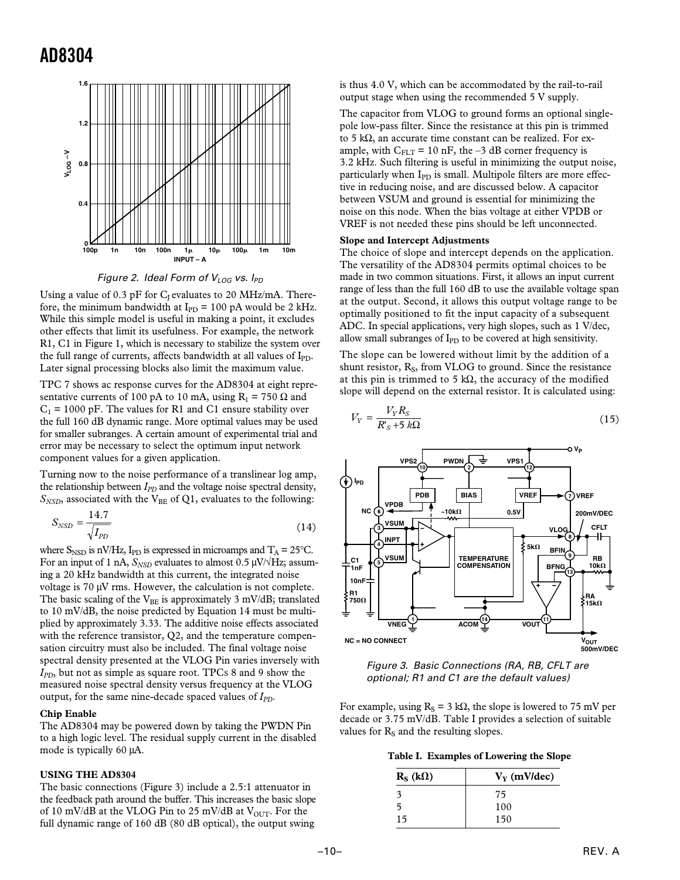Figure 2. Ideal Form of $V_{LOG}$ vs. $I_{PD}$

Using a value of 0.3 pF for $C_J$ evaluates to 20 MHz/mA. Therefore, the minimum bandwidth at $I_{PD}$ = 100 pA would be 2 kHz. While this simple model is useful in making a point, it excludes other effects that limit its usefulness. For example, the network R1, C1 in Figure 1, which is necessary to stabilize the system over the full range of currents, affects bandwidth at all values of $I_{PD}$. Later signal processing blocks also limit the maximum value.

TPC 7 shows ac response curves for the AD8304 at eight representative currents of 100 pA to 10 mA, using $R_1$ = 750 Ω and $C_1$ = 1000 pF. The values for R1 and C1 ensure stability over the full 160 dB dynamic range. More optimal values may be used for smaller subranges. A certain amount of experimental trial and error may be necessary to select the optimum input network component values for a given application.

Turning now to the noise performance of a translinear log amp, the relationship between $I_{PD}$ and the voltage noise spectral density, $S_{NSD}$, associated with the $V_{BE}$ of Q1, evaluates to the following:

$$S_{NSD} = \frac{14.7}{\sqrt{I_{PD}}} \tag{14}$$

where $S_{NSD}$ is nV/Hz, $I_{PD}$ is expressed in microamps and $T_A$ = 25°C. For an input of 1 nA, $S_{NSD}$ evaluates to almost 0.5 µV/√Hz; assuming a 20 kHz bandwidth at this current, the integrated noise voltage is 70 µV rms. However, the calculation is not complete. The basic scaling of the $V_{BE}$ is approximately 3 mV/dB; translated to 10 mV/dB, the noise predicted by Equation 14 must be multiplied by approximately 3.33. The additive noise effects associated with the reference transistor, Q2, and the temperature compensation circuitry must also be included. The final voltage noise spectral density presented at the VLOG Pin varies inversely with $I_{PD}$, but not as simple as square root. TPCs 8 and 9 show the measured noise spectral density versus frequency at the VLOG output, for the same nine-decade spaced values of $I_{PD}$.

**Chip Enable**

The AD8304 may be powered down by taking the PWDN Pin to a high logic level. The residual supply current in the disabled mode is typically 60 µA.

## USING THE AD8304

The basic connections (Figure 3) include a 2.5:1 attenuator in the feedback path around the buffer. This increases the basic slope of 10 mV/dB at the VLOG Pin to 25 mV/dB at $V_{OUT}$. For the full dynamic range of 160 dB (80 dB optical), the output swing is thus 4.0 V, which can be accommodated by the rail-to-rail output stage when using the recommended 5 V supply.

The capacitor from VLOG to ground forms an optional single-pole low-pass filter. Since the resistance at this pin is trimmed to 5 kΩ, an accurate time constant can be realized. For example, with $C_{FLT}$ = 10 nF, the –3 dB corner frequency is 3.2 kHz. Such filtering is useful in minimizing the output noise, particularly when $I_{PD}$ is small. Multipole filters are more effective in reducing noise, and are discussed below. A capacitor between VSUM and ground is essential for minimizing the noise on this node. When the bias voltage at either VPDB or VREF is not needed these pins should be left unconnected.

**Slope and Intercept Adjustments**

The choice of slope and intercept depends on the application. The versatility of the AD8304 permits optimal choices to be made in two common situations. First, it allows an input current range of less than the full 160 dB to use the available voltage span at the output. Second, it allows this output voltage range to be optimally positioned to fit the input capacity of a subsequent ADC. In special applications, very high slopes, such as 1 V/dec, allow small subranges of $I_{PD}$ to be covered at high sensitivity.

The slope can be lowered without limit by the addition of a shunt resistor, $R_S$, from VLOG to ground. Since the resistance at this pin is trimmed to 5 kΩ, the accuracy of the modified slope will depend on the external resistor. It is calculated using:

$$V_Y = \frac{V_Y R_S}{R'_S + 5\ k\Omega} \tag{15}$$

Figure 3. Basic Connections (RA, RB, CFLT are optional; R1 and C1 are the default values)

For example, using $R_S$ = 3 kΩ, the slope is lowered to 75 mV per decade or 3.75 mV/dB. Table I provides a selection of suitable values for $R_S$ and the resulting slopes.

**Table I. Examples of Lowering the Slope**

| $R_S$ (kΩ) | $V_Y$ (mV/dec) |
|---|---|
| 3 | 75 |
| 5 | 100 |
| 15 | 150 |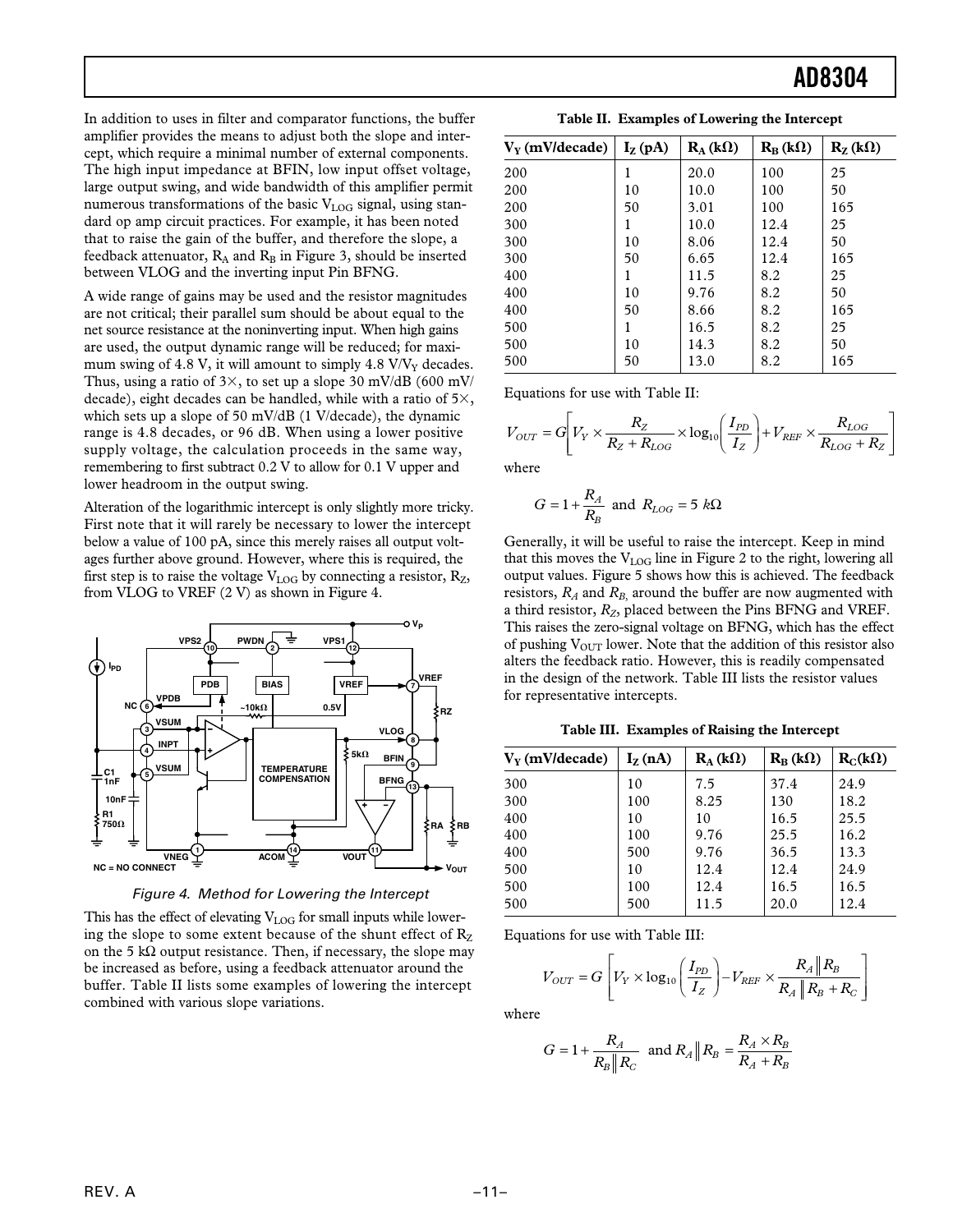In addition to uses in filter and comparator functions, the buffer amplifier provides the means to adjust both the slope and intercept, which require a minimal number of external components. The high input impedance at BFIN, low input offset voltage, large output swing, and wide bandwidth of this amplifier permit numerous transformations of the basic $V_{LOG}$ signal, using standard op amp circuit practices. For example, it has been noted that to raise the gain of the buffer, and therefore the slope, a feedback attenuator, $R_A$ and $R_B$ in Figure 3, should be inserted between VLOG and the inverting input Pin BFNG.

A wide range of gains may be used and the resistor magnitudes are not critical; their parallel sum should be about equal to the net source resistance at the noninverting input. When high gains are used, the output dynamic range will be reduced; for maximum swing of 4.8 V, it will amount to simply 4.8 V/$V_Y$ decades. Thus, using a ratio of 3×, to set up a slope 30 mV/dB (600 mV/decade), eight decades can be handled, while with a ratio of 5×, which sets up a slope of 50 mV/dB (1 V/decade), the dynamic range is 4.8 decades, or 96 dB. When using a lower positive supply voltage, the calculation proceeds in the same way, remembering to first subtract 0.2 V to allow for 0.1 V upper and lower headroom in the output swing.

Alteration of the logarithmic intercept is only slightly more tricky. First note that it will rarely be necessary to lower the intercept below a value of 100 pA, since this merely raises all output voltages further above ground. However, where this is required, the first step is to raise the voltage $V_{LOG}$ by connecting a resistor, $R_Z$, from VLOG to VREF (2 V) as shown in Figure 4.

*Figure 4. Method for Lowering the Intercept*

This has the effect of elevating $V_{LOG}$ for small inputs while lowering the slope to some extent because of the shunt effect of $R_Z$ on the 5 kΩ output resistance. Then, if necessary, the slope may be increased as before, using a feedback attenuator around the buffer. Table II lists some examples of lowering the intercept combined with various slope variations.

**Table II. Examples of Lowering the Intercept**

| $V_Y$ (mV/decade) | $I_Z$ (pA) | $R_A$ (kΩ) | $R_B$ (kΩ) | $R_Z$ (kΩ) |
|---|---|---|---|---|
| 200 | 1 | 20.0 | 100 | 25 |
| 200 | 10 | 10.0 | 100 | 50 |
| 200 | 50 | 3.01 | 100 | 165 |
| 300 | 1 | 10.0 | 12.4 | 25 |
| 300 | 10 | 8.06 | 12.4 | 50 |
| 300 | 50 | 6.65 | 12.4 | 165 |
| 400 | 1 | 11.5 | 8.2 | 25 |
| 400 | 10 | 9.76 | 8.2 | 50 |
| 400 | 50 | 8.66 | 8.2 | 165 |
| 500 | 1 | 16.5 | 8.2 | 25 |
| 500 | 10 | 14.3 | 8.2 | 50 |
| 500 | 50 | 13.0 | 8.2 | 165 |

Equations for use with Table II:

$$V_{OUT} = G\left[V_Y \times \frac{R_Z}{R_Z + R_{LOG}} \times \log_{10}\left(\frac{I_{PD}}{I_Z}\right) + V_{REF} \times \frac{R_{LOG}}{R_{LOG} + R_Z}\right]$$

where

$$G = 1 + \frac{R_A}{R_B} \text{ and } R_{LOG} = 5\ k\Omega$$

Generally, it will be useful to raise the intercept. Keep in mind that this moves the $V_{LOG}$ line in Figure 2 to the right, lowering all output values. Figure 5 shows how this is achieved. The feedback resistors, $R_A$ and $R_B$, around the buffer are now augmented with a third resistor, $R_Z$, placed between the Pins BFNG and VREF. This raises the zero-signal voltage on BFNG, which has the effect of pushing $V_{OUT}$ lower. Note that the addition of this resistor also alters the feedback ratio. However, this is readily compensated in the design of the network. Table III lists the resistor values for representative intercepts.

**Table III. Examples of Raising the Intercept**

| $V_Y$ (mV/decade) | $I_Z$ (nA) | $R_A$ (kΩ) | $R_B$ (kΩ) | $R_C$(kΩ) |
|---|---|---|---|---|
| 300 | 10 | 7.5 | 37.4 | 24.9 |
| 300 | 100 | 8.25 | 130 | 18.2 |
| 400 | 10 | 10 | 16.5 | 25.5 |
| 400 | 100 | 9.76 | 25.5 | 16.2 |
| 400 | 500 | 9.76 | 36.5 | 13.3 |
| 500 | 10 | 12.4 | 12.4 | 24.9 |
| 500 | 100 | 12.4 | 16.5 | 16.5 |
| 500 | 500 | 11.5 | 20.0 | 12.4 |

Equations for use with Table III:

$$V_{OUT} = G\left[V_Y \times \log_{10}\left(\frac{I_{PD}}{I_Z}\right) - V_{REF} \times \frac{R_A \| R_B}{R_A \| R_B + R_C}\right]$$

where

$$G = 1 + \frac{R_A}{R_B \| R_C} \text{ and } R_A \| R_B = \frac{R_A \times R_B}{R_A + R_B}$$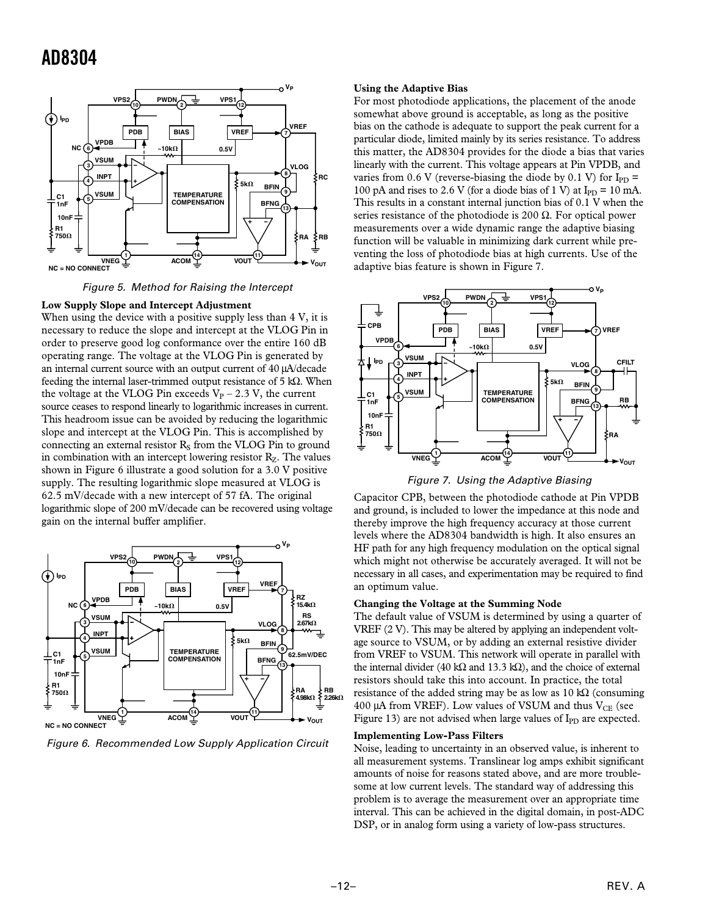Figure 5. Method for Raising the Intercept

**Low Supply Slope and Intercept Adjustment**

When using the device with a positive supply less than 4 V, it is necessary to reduce the slope and intercept at the VLOG Pin in order to preserve good log conformance over the entire 160 dB operating range. The voltage at the VLOG Pin is generated by an internal current source with an output current of 40 µA/decade feeding the internal laser-trimmed output resistance of 5 kΩ. When the voltage at the VLOG Pin exceeds $V_P$ – 2.3 V, the current source ceases to respond linearly to logarithmic increases in current. This headroom issue can be avoided by reducing the logarithmic slope and intercept at the VLOG Pin. This is accomplished by connecting an external resistor $R_S$ from the VLOG Pin to ground in combination with an intercept lowering resistor $R_Z$. The values shown in Figure 6 illustrate a good solution for a 3.0 V positive supply. The resulting logarithmic slope measured at VLOG is 62.5 mV/decade with a new intercept of 57 fA. The original logarithmic slope of 200 mV/decade can be recovered using voltage gain on the internal buffer amplifier.

Figure 6. Recommended Low Supply Application Circuit

**Using the Adaptive Bias**

For most photodiode applications, the placement of the anode somewhat above ground is acceptable, as long as the positive bias on the cathode is adequate to support the peak current for a particular diode, limited mainly by its series resistance. To address this matter, the AD8304 provides for the diode a bias that varies linearly with the current. This voltage appears at Pin VPDB, and varies from 0.6 V (reverse-biasing the diode by 0.1 V) for $I_{PD}$ = 100 pA and rises to 2.6 V (for a diode bias of 1 V) at $I_{PD}$ = 10 mA. This results in a constant internal junction bias of 0.1 V when the series resistance of the photodiode is 200 Ω. For optical power measurements over a wide dynamic range the adaptive biasing function will be valuable in minimizing dark current while preventing the loss of photodiode bias at high currents. Use of the adaptive bias feature is shown in Figure 7.

Figure 7. Using the Adaptive Biasing

Capacitor CPB, between the photodiode cathode at Pin VPDB and ground, is included to lower the impedance at this node and thereby improve the high frequency accuracy at those current levels where the AD8304 bandwidth is high. It also ensures an HF path for any high frequency modulation on the optical signal which might not otherwise be accurately averaged. It will not be necessary in all cases, and experimentation may be required to find an optimum value.

**Changing the Voltage at the Summing Node**

The default value of VSUM is determined by using a quarter of VREF (2 V). This may be altered by applying an independent voltage source to VSUM, or by adding an external resistive divider from VREF to VSUM. This network will operate in parallel with the internal divider (40 kΩ and 13.3 kΩ), and the choice of external resistors should take this into account. In practice, the total resistance of the added string may be as low as 10 kΩ (consuming 400 µA from VREF). Low values of VSUM and thus $V_{CE}$ (see Figure 13) are not advised when large values of $I_{PD}$ are expected.

**Implementing Low-Pass Filters**

Noise, leading to uncertainty in an observed value, is inherent to all measurement systems. Translinear log amps exhibit significant amounts of noise for reasons stated above, and are more troublesome at low current levels. The standard way of addressing this problem is to average the measurement over an appropriate time interval. This can be achieved in the digital domain, in post-ADC DSP, or in analog form using a variety of low-pass structures.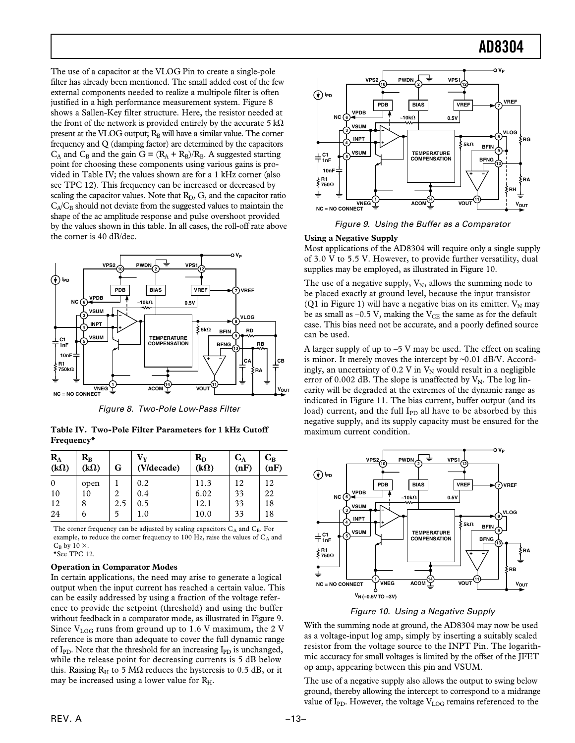The use of a capacitor at the VLOG Pin to create a single-pole filter has already been mentioned. The small added cost of the few external components needed to realize a multipole filter is often justified in a high performance measurement system. Figure 8 shows a Sallen-Key filter structure. Here, the resistor needed at the front of the network is provided entirely by the accurate 5 kΩ present at the VLOG output; $R_B$ will have a similar value. The corner frequency and Q (damping factor) are determined by the capacitors $C_A$ and $C_B$ and the gain $G = (R_A + R_B)/R_B$. A suggested starting point for choosing these components using various gains is provided in Table IV; the values shown are for a 1 kHz corner (also see TPC 12). This frequency can be increased or decreased by scaling the capacitor values. Note that $R_D$, G, and the capacitor ratio $C_A/C_B$ should not deviate from the suggested values to maintain the shape of the ac amplitude response and pulse overshoot provided by the values shown in this table. In all cases, the roll-off rate above the corner is 40 dB/dec.

*Figure 8. Two-Pole Low-Pass Filter*

**Table IV. Two-Pole Filter Parameters for 1 kHz Cutoff Frequency***

| $R_A$ (kΩ) | $R_B$ (kΩ) | G | $V_Y$ (V/decade) | $R_D$ (kΩ) | $C_A$ (nF) | $C_B$ (nF) |
|---|---|---|---|---|---|---|
| 0 | open | 1 | 0.2 | 11.3 | 12 | 12 |
| 10 | 10 | 2 | 0.4 | 6.02 | 33 | 22 |
| 12 | 8 | 2.5 | 0.5 | 12.1 | 33 | 18 |
| 24 | 6 | 5 | 1.0 | 10.0 | 33 | 18 |

The corner frequency can be adjusted by scaling capacitors $C_A$ and $C_B$. For example, to reduce the corner frequency to 100 Hz, raise the values of $C_A$ and $C_B$ by 10 ×.

*See TPC 12.

**Operation in Comparator Modes**

In certain applications, the need may arise to generate a logical output when the input current has reached a certain value. This can be easily addressed by using a fraction of the voltage reference to provide the setpoint (threshold) and using the buffer without feedback in a comparator mode, as illustrated in Figure 9. Since $V_{LOG}$ runs from ground up to 1.6 V maximum, the 2 V reference is more than adequate to cover the full dynamic range of $I_{PD}$. Note that the threshold for an increasing $I_{PD}$ is unchanged, while the release point for decreasing currents is 5 dB below this. Raising $R_H$ to 5 MΩ reduces the hysteresis to 0.5 dB, or it may be increased using a lower value for $R_H$.

*Figure 9. Using the Buffer as a Comparator*

**Using a Negative Supply**

Most applications of the AD8304 will require only a single supply of 3.0 V to 5.5 V. However, to provide further versatility, dual supplies may be employed, as illustrated in Figure 10.

The use of a negative supply, $V_N$, allows the summing node to be placed exactly at ground level, because the input transistor (Q1 in Figure 1) will have a negative bias on its emitter. $V_N$ may be as small as –0.5 V, making the $V_{CE}$ the same as for the default case. This bias need not be accurate, and a poorly defined source can be used.

A larger supply of up to –5 V may be used. The effect on scaling is minor. It merely moves the intercept by ~0.01 dB/V. Accordingly, an uncertainty of 0.2 V in $V_N$ would result in a negligible error of 0.002 dB. The slope is unaffected by $V_N$. The log linearity will be degraded at the extremes of the dynamic range as indicated in Figure 11. The bias current, buffer output (and its load) current, and the full $I_{PD}$ all have to be absorbed by this negative supply, and its supply capacity must be ensured for the maximum current condition.

*Figure 10. Using a Negative Supply*

With the summing node at ground, the AD8304 may now be used as a voltage-input log amp, simply by inserting a suitably scaled resistor from the voltage source to the INPT Pin. The logarithmic accuracy for small voltages is limited by the offset of the JFET op amp, appearing between this pin and VSUM.

The use of a negative supply also allows the output to swing below ground, thereby allowing the intercept to correspond to a midrange value of $I_{PD}$. However, the voltage $V_{LOG}$ remains referenced to the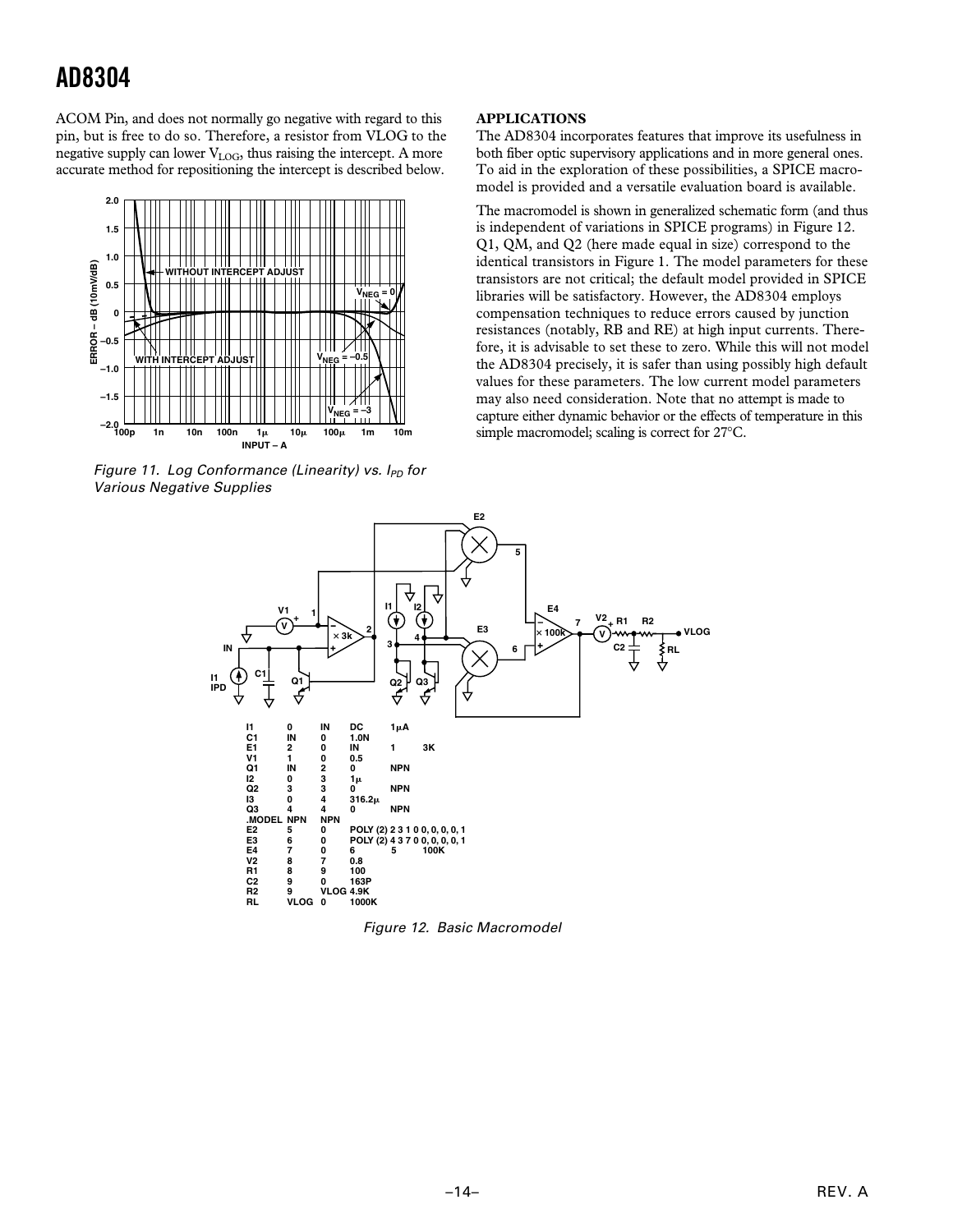ACOM Pin, and does not normally go negative with regard to this pin, but is free to do so. Therefore, a resistor from VLOG to the negative supply can lower $V_{LOG}$, thus raising the intercept. A more accurate method for repositioning the intercept is described below.

*Figure 11. Log Conformance (Linearity) vs. $I_{PD}$ for Various Negative Supplies*

## APPLICATIONS

The AD8304 incorporates features that improve its usefulness in both fiber optic supervisory applications and in more general ones. To aid in the exploration of these possibilities, a SPICE macromodel is provided and a versatile evaluation board is available.

The macromodel is shown in generalized schematic form (and thus is independent of variations in SPICE programs) in Figure 12. Q1, QM, and Q2 (here made equal in size) correspond to the identical transistors in Figure 1. The model parameters for these transistors are not critical; the default model provided in SPICE libraries will be satisfactory. However, the AD8304 employs compensation techniques to reduce errors caused by junction resistances (notably, RB and RE) at high input currents. Therefore, it is advisable to set these to zero. While this will not model the AD8304 precisely, it is safer than using possibly high default values for these parameters. The low current model parameters may also need consideration. Note that no attempt is made to capture either dynamic behavior or the effects of temperature in this simple macromodel; scaling is correct for 27°C.

```
I1      0     IN    DC      1µA
C1      IN    0     1.0N
E1      2     0     IN      1      3K
V1      1     0     0.5
Q1      IN    2     0       NPN
I2      0     3     1µ
Q2      3     3     0       NPN
I3      0     4     316.2µ
Q3      4     4     0       NPN
.MODEL  NPN   NPN
E2      5     0     POLY (2) 2 3 1 0 0, 0, 0, 0, 1
E3      6     0     POLY (2) 4 3 7 0 0, 0, 0, 0, 1
E4      7     0     6       5      100K
V2      8     7     0.8
R1      8     9     100
C2      9     0     163P
R2      9     VLOG  4.9K
RL      VLOG  0     1000K
```

*Figure 12. Basic Macromodel*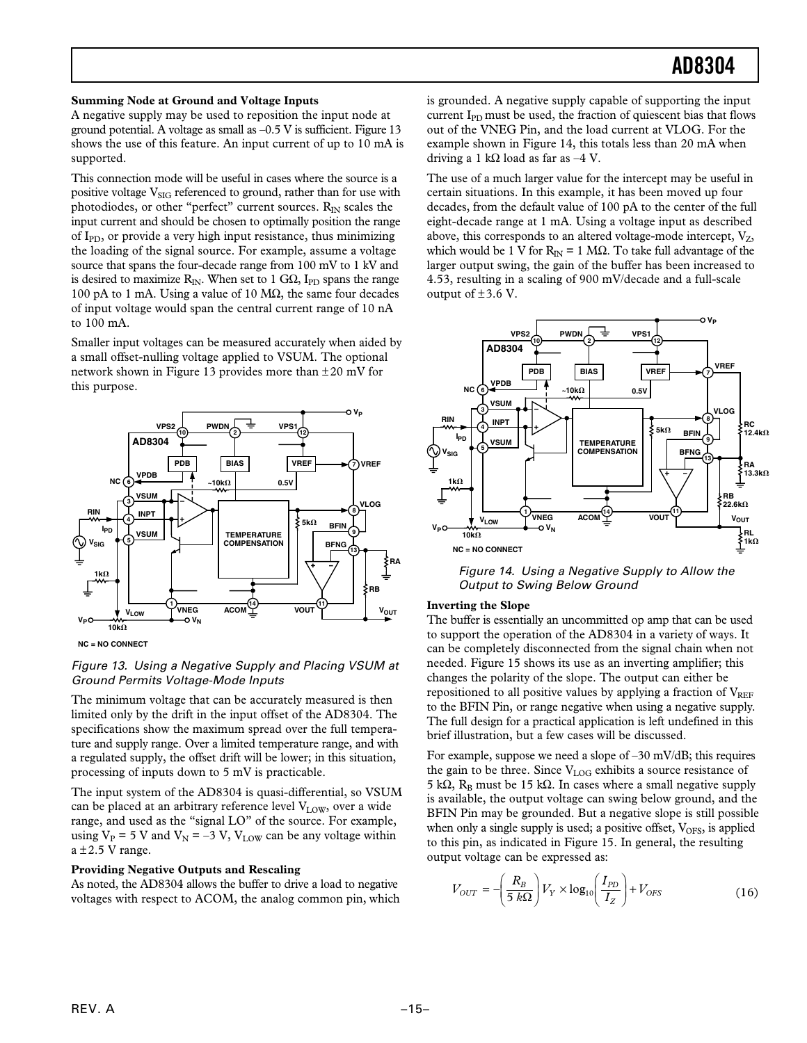**Summing Node at Ground and Voltage Inputs**

A negative supply may be used to reposition the input node at ground potential. A voltage as small as –0.5 V is sufficient. Figure 13 shows the use of this feature. An input current of up to 10 mA is supported.

This connection mode will be useful in cases where the source is a positive voltage $V_{SIG}$ referenced to ground, rather than for use with photodiodes, or other "perfect" current sources. $R_{IN}$ scales the input current and should be chosen to optimally position the range of $I_{PD}$, or provide a very high input resistance, thus minimizing the loading of the signal source. For example, assume a voltage source that spans the four-decade range from 100 mV to 1 kV and is desired to maximize $R_{IN}$. When set to 1 GΩ, $I_{PD}$ spans the range 100 pA to 1 mA. Using a value of 10 MΩ, the same four decades of input voltage would span the central current range of 10 nA to 100 mA.

Smaller input voltages can be measured accurately when aided by a small offset-nulling voltage applied to VSUM. The optional network shown in Figure 13 provides more than ±20 mV for this purpose.

*Figure 13. Using a Negative Supply and Placing VSUM at Ground Permits Voltage-Mode Inputs*

The minimum voltage that can be accurately measured is then limited only by the drift in the input offset of the AD8304. The specifications show the maximum spread over the full temperature and supply range. Over a limited temperature range, and with a regulated supply, the offset drift will be lower; in this situation, processing of inputs down to 5 mV is practicable.

The input system of the AD8304 is quasi-differential, so VSUM can be placed at an arbitrary reference level $V_{LOW}$, over a wide range, and used as the "signal LO" of the source. For example, using $V_P$ = 5 V and $V_N$ = –3 V, $V_{LOW}$ can be any voltage within a ±2.5 V range.

**Providing Negative Outputs and Rescaling**

As noted, the AD8304 allows the buffer to drive a load to negative voltages with respect to ACOM, the analog common pin, which is grounded. A negative supply capable of supporting the input current $I_{PD}$ must be used, the fraction of quiescent bias that flows out of the VNEG Pin, and the load current at VLOG. For the example shown in Figure 14, this totals less than 20 mA when driving a 1 kΩ load as far as –4 V.

The use of a much larger value for the intercept may be useful in certain situations. In this example, it has been moved up four decades, from the default value of 100 pA to the center of the full eight-decade range at 1 mA. Using a voltage input as described above, this corresponds to an altered voltage-mode intercept, $V_Z$, which would be 1 V for $R_{IN}$ = 1 MΩ. To take full advantage of the larger output swing, the gain of the buffer has been increased to 4.53, resulting in a scaling of 900 mV/decade and a full-scale output of ±3.6 V.

*Figure 14. Using a Negative Supply to Allow the Output to Swing Below Ground*

**Inverting the Slope**

The buffer is essentially an uncommitted op amp that can be used to support the operation of the AD8304 in a variety of ways. It can be completely disconnected from the signal chain when not needed. Figure 15 shows its use as an inverting amplifier; this changes the polarity of the slope. The output can either be repositioned to all positive values by applying a fraction of $V_{REF}$ to the BFIN Pin, or range negative when using a negative supply. The full design for a practical application is left undefined in this brief illustration, but a few cases will be discussed.

For example, suppose we need a slope of –30 mV/dB; this requires the gain to be three. Since $V_{LOG}$ exhibits a source resistance of 5 kΩ, $R_B$ must be 15 kΩ. In cases where a small negative supply is available, the output voltage can swing below ground, and the BFIN Pin may be grounded. But a negative slope is still possible when only a single supply is used; a positive offset, $V_{OFS}$, is applied to this pin, as indicated in Figure 15. In general, the resulting output voltage can be expressed as:

$$V_{OUT} = -\left(\frac{R_B}{5\ k\Omega}\right) V_Y \times \log_{10}\left(\frac{I_{PD}}{I_Z}\right) + V_{OFS} \tag{16}$$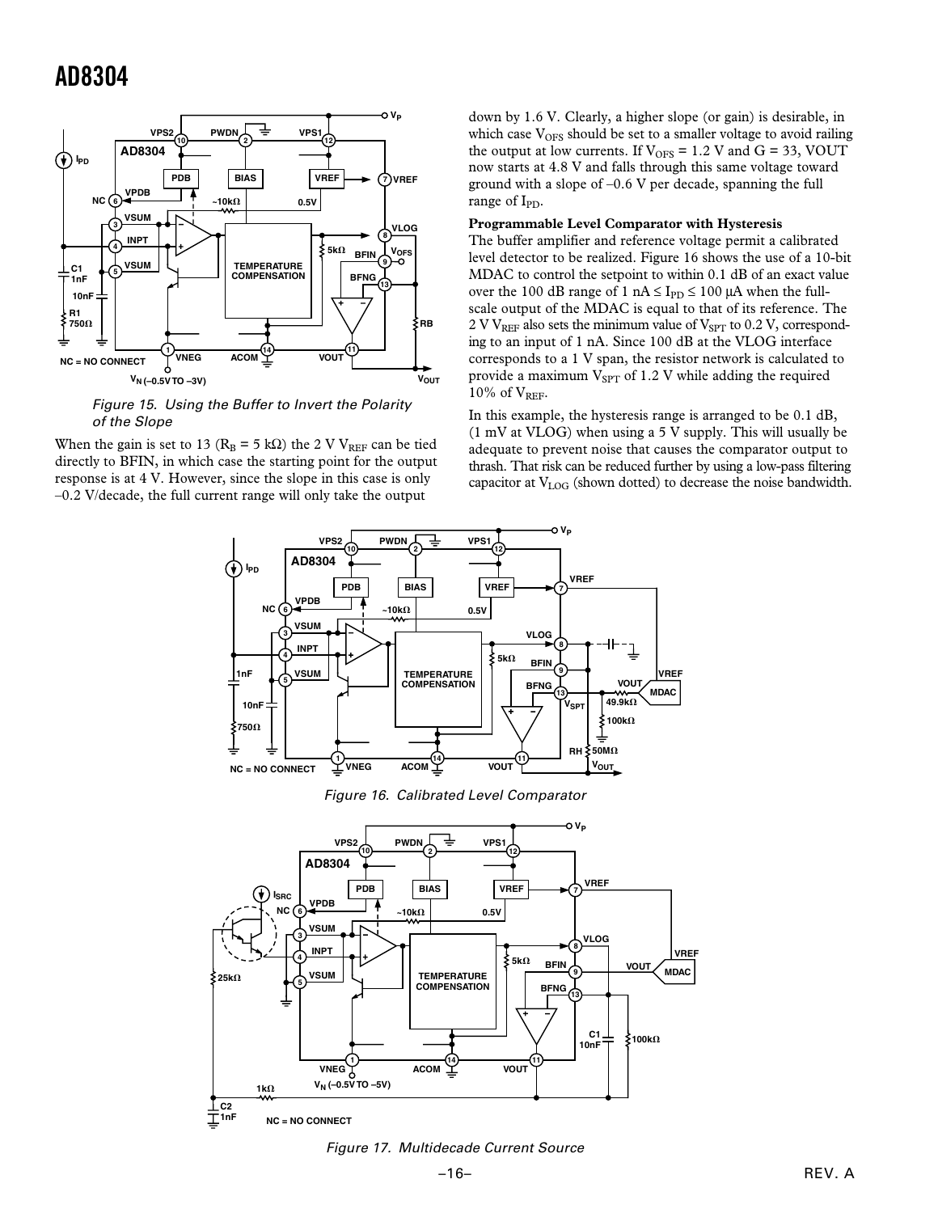*Figure 15. Using the Buffer to Invert the Polarity of the Slope*

When the gain is set to 13 ($R_B$ = 5 kΩ) the 2 V $V_{REF}$ can be tied directly to BFIN, in which case the starting point for the output response is at 4 V. However, since the slope in this case is only –0.2 V/decade, the full current range will only take the output down by 1.6 V. Clearly, a higher slope (or gain) is desirable, in which case $V_{OFS}$ should be set to a smaller voltage to avoid railing the output at low currents. If $V_{OFS}$ = 1.2 V and G = 33, VOUT now starts at 4.8 V and falls through this same voltage toward ground with a slope of –0.6 V per decade, spanning the full range of $I_{PD}$.

**Programmable Level Comparator with Hysteresis**

The buffer amplifier and reference voltage permit a calibrated level detector to be realized. Figure 16 shows the use of a 10-bit MDAC to control the setpoint to within 0.1 dB of an exact value over the 100 dB range of 1 nA ≤ $I_{PD}$ ≤ 100 µA when the full-scale output of the MDAC is equal to that of its reference. The 2 V $V_{REF}$ also sets the minimum value of $V_{SPT}$ to 0.2 V, corresponding to an input of 1 nA. Since 100 dB at the VLOG interface corresponds to a 1 V span, the resistor network is calculated to provide a maximum $V_{SPT}$ of 1.2 V while adding the required 10% of $V_{REF}$.

In this example, the hysteresis range is arranged to be 0.1 dB, (1 mV at VLOG) when using a 5 V supply. This will usually be adequate to prevent noise that causes the comparator output to thrash. That risk can be reduced further by using a low-pass filtering capacitor at $V_{LOG}$ (shown dotted) to decrease the noise bandwidth.

*Figure 16. Calibrated Level Comparator*

*Figure 17. Multidecade Current Source*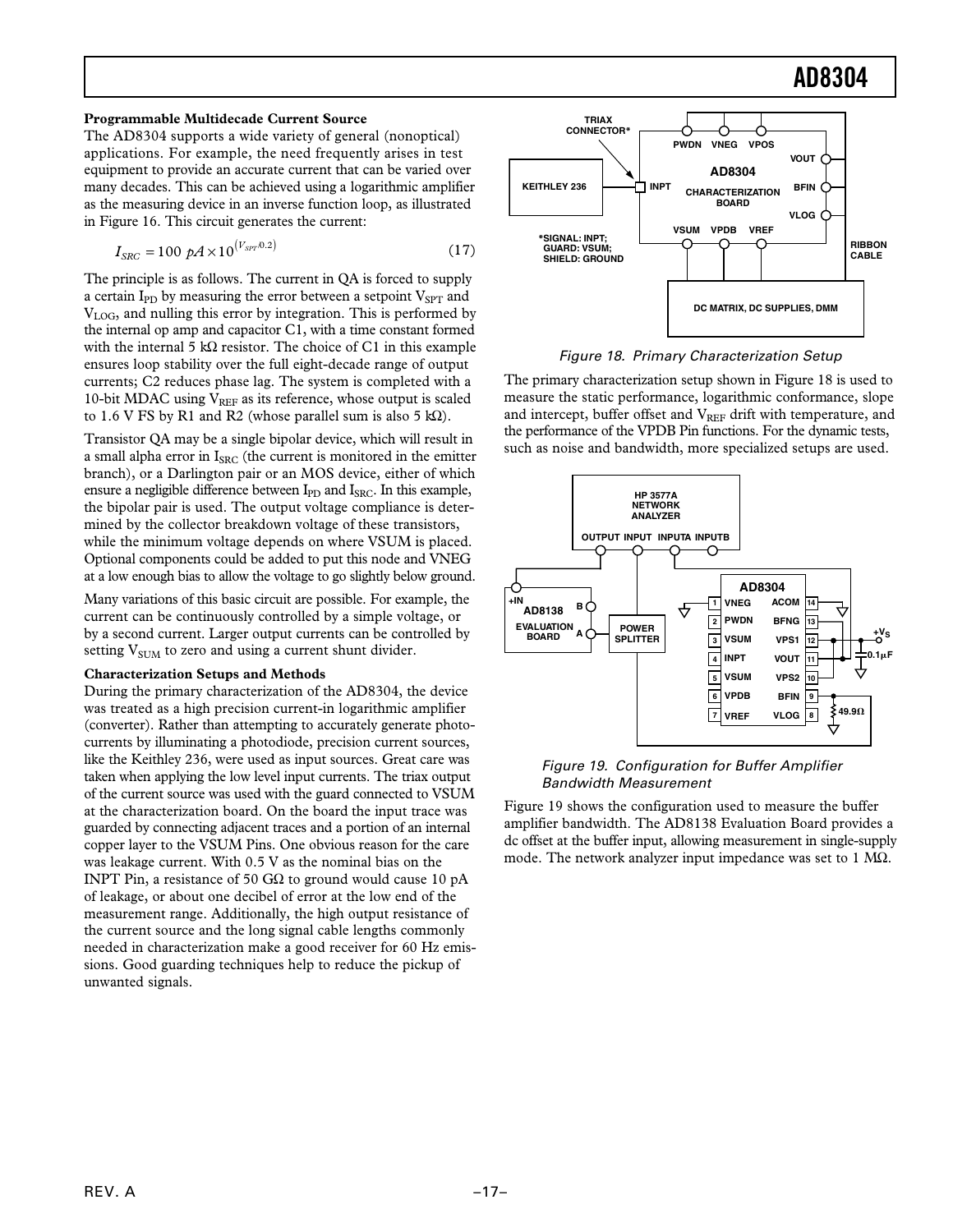**Programmable Multidecade Current Source**

The AD8304 supports a wide variety of general (nonoptical) applications. For example, the need frequently arises in test equipment to provide an accurate current that can be varied over many decades. This can be achieved using a logarithmic amplifier as the measuring device in an inverse function loop, as illustrated in Figure 16. This circuit generates the current:

$$I_{SRC} = 100\ pA \times 10^{(V_{SPT}/0.2)} \tag{17}$$

The principle is as follows. The current in QA is forced to supply a certain $I_{PD}$ by measuring the error between a setpoint $V_{SPT}$ and $V_{LOG}$, and nulling this error by integration. This is performed by the internal op amp and capacitor C1, with a time constant formed with the internal 5 kΩ resistor. The choice of C1 in this example ensures loop stability over the full eight-decade range of output currents; C2 reduces phase lag. The system is completed with a 10-bit MDAC using $V_{REF}$ as its reference, whose output is scaled to 1.6 V FS by R1 and R2 (whose parallel sum is also 5 kΩ).

Transistor QA may be a single bipolar device, which will result in a small alpha error in $I_{SRC}$ (the current is monitored in the emitter branch), or a Darlington pair or an MOS device, either of which ensure a negligible difference between $I_{PD}$ and $I_{SRC}$. In this example, the bipolar pair is used. The output voltage compliance is determined by the collector breakdown voltage of these transistors, while the minimum voltage depends on where VSUM is placed. Optional components could be added to put this node and VNEG at a low enough bias to allow the voltage to go slightly below ground.

Many variations of this basic circuit are possible. For example, the current can be continuously controlled by a simple voltage, or by a second current. Larger output currents can be controlled by setting $V_{SUM}$ to zero and using a current shunt divider.

**Characterization Setups and Methods**

During the primary characterization of the AD8304, the device was treated as a high precision current-in logarithmic amplifier (converter). Rather than attempting to accurately generate photocurrents by illuminating a photodiode, precision current sources, like the Keithley 236, were used as input sources. Great care was taken when applying the low level input currents. The triax output of the current source was used with the guard connected to VSUM at the characterization board. On the board the input trace was guarded by connecting adjacent traces and a portion of an internal copper layer to the VSUM Pins. One obvious reason for the care was leakage current. With 0.5 V as the nominal bias on the INPT Pin, a resistance of 50 GΩ to ground would cause 10 pA of leakage, or about one decibel of error at the low end of the measurement range. Additionally, the high output resistance of the current source and the long signal cable lengths commonly needed in characterization make a good receiver for 60 Hz emissions. Good guarding techniques help to reduce the pickup of unwanted signals.

*Figure 18. Primary Characterization Setup*

The primary characterization setup shown in Figure 18 is used to measure the static performance, logarithmic conformance, slope and intercept, buffer offset and $V_{REF}$ drift with temperature, and the performance of the VPDB Pin functions. For the dynamic tests, such as noise and bandwidth, more specialized setups are used.

*Figure 19. Configuration for Buffer Amplifier Bandwidth Measurement*

Figure 19 shows the configuration used to measure the buffer amplifier bandwidth. The AD8138 Evaluation Board provides a dc offset at the buffer input, allowing measurement in single-supply mode. The network analyzer input impedance was set to 1 MΩ.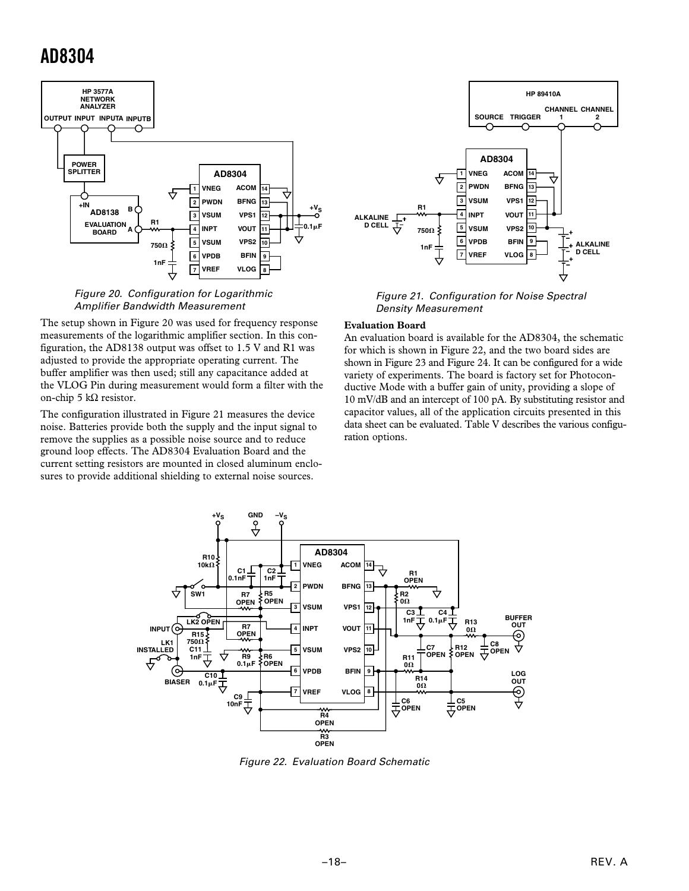Figure 20. Configuration for Logarithmic Amplifier Bandwidth Measurement

The setup shown in Figure 20 was used for frequency response measurements of the logarithmic amplifier section. In this configuration, the AD8138 output was offset to 1.5 V and R1 was adjusted to provide the appropriate operating current. The buffer amplifier was then used; still any capacitance added at the VLOG Pin during measurement would form a filter with the on-chip 5 kΩ resistor.

The configuration illustrated in Figure 21 measures the device noise. Batteries provide both the supply and the input signal to remove the supplies as a possible noise source and to reduce ground loop effects. The AD8304 Evaluation Board and the current setting resistors are mounted in closed aluminum enclosures to provide additional shielding to external noise sources.

Figure 21. Configuration for Noise Spectral Density Measurement

**Evaluation Board**

An evaluation board is available for the AD8304, the schematic for which is shown in Figure 22, and the two board sides are shown in Figure 23 and Figure 24. It can be configured for a wide variety of experiments. The board is factory set for Photoconductive Mode with a buffer gain of unity, providing a slope of 10 mV/dB and an intercept of 100 pA. By substituting resistor and capacitor values, all of the application circuits presented in this data sheet can be evaluated. Table V describes the various configuration options.

Figure 22. Evaluation Board Schematic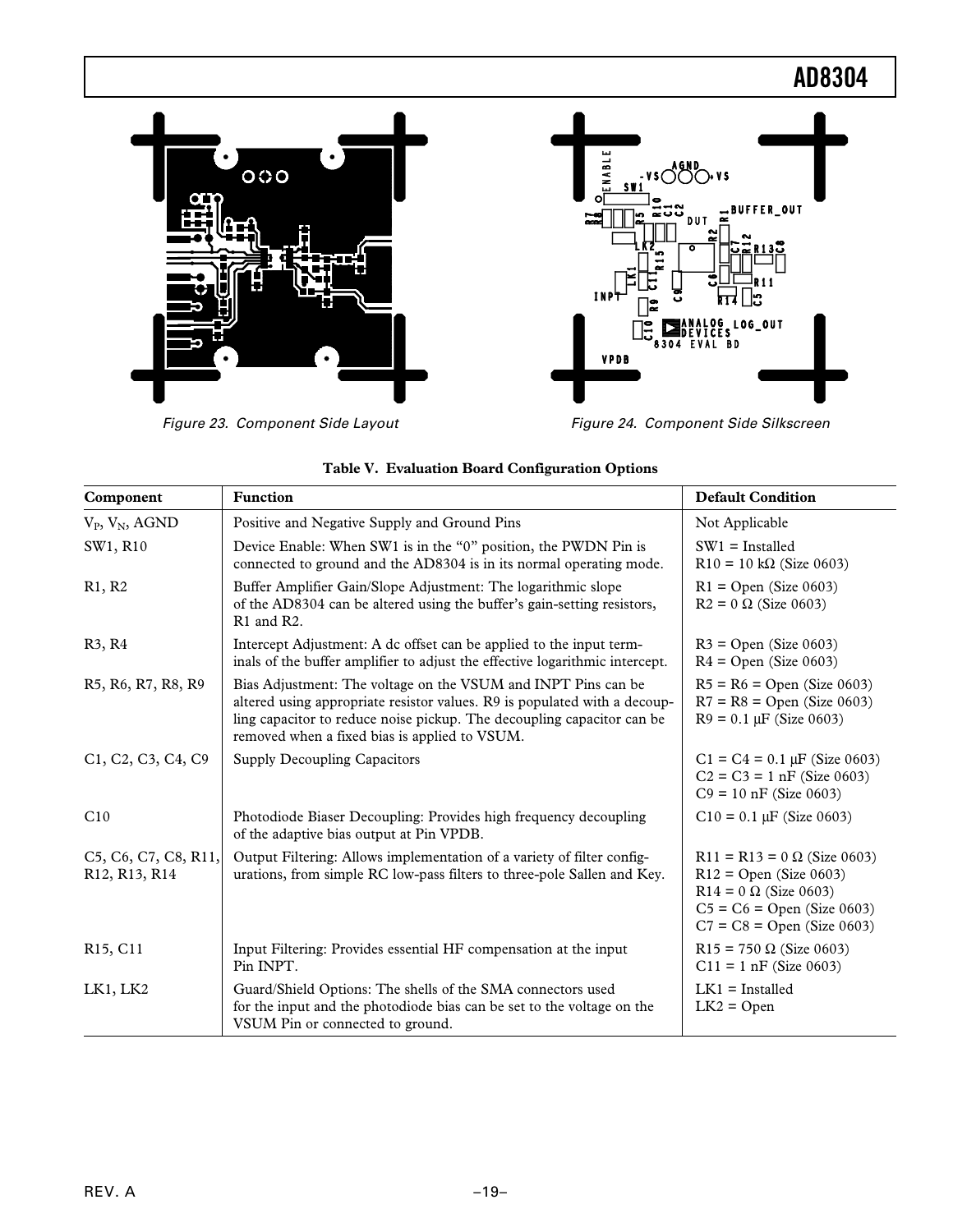Figure 23. Component Side Layout

Figure 24. Component Side Silkscreen

**Table V. Evaluation Board Configuration Options**

| Component | Function | Default Condition |
|---|---|---|
| $V_P$, $V_N$, AGND | Positive and Negative Supply and Ground Pins | Not Applicable |
| SW1, R10 | Device Enable: When SW1 is in the "0" position, the PWDN Pin is connected to ground and the AD8304 is in its normal operating mode. | SW1 = Installed<br>R10 = 10 kΩ (Size 0603) |
| R1, R2 | Buffer Amplifier Gain/Slope Adjustment: The logarithmic slope of the AD8304 can be altered using the buffer's gain-setting resistors, R1 and R2. | R1 = Open (Size 0603)<br>R2 = 0 Ω (Size 0603) |
| R3, R4 | Intercept Adjustment: A dc offset can be applied to the input terminals of the buffer amplifier to adjust the effective logarithmic intercept. | R3 = Open (Size 0603)<br>R4 = Open (Size 0603) |
| R5, R6, R7, R8, R9 | Bias Adjustment: The voltage on the VSUM and INPT Pins can be altered using appropriate resistor values. R9 is populated with a decoupling capacitor to reduce noise pickup. The decoupling capacitor can be removed when a fixed bias is applied to VSUM. | R5 = R6 = Open (Size 0603)<br>R7 = R8 = Open (Size 0603)<br>R9 = 0.1 μF (Size 0603) |
| C1, C2, C3, C4, C9 | Supply Decoupling Capacitors | C1 = C4 = 0.1 μF (Size 0603)<br>C2 = C3 = 1 nF (Size 0603)<br>C9 = 10 nF (Size 0603) |
| C10 | Photodiode Biaser Decoupling: Provides high frequency decoupling of the adaptive bias output at Pin VPDB. | C10 = 0.1 μF (Size 0603) |
| C5, C6, C7, C8, R11, R12, R13, R14 | Output Filtering: Allows implementation of a variety of filter configurations, from simple RC low-pass filters to three-pole Sallen and Key. | R11 = R13 = 0 Ω (Size 0603)<br>R12 = Open (Size 0603)<br>R14 = 0 Ω (Size 0603)<br>C5 = C6 = Open (Size 0603)<br>C7 = C8 = Open (Size 0603) |
| R15, C11 | Input Filtering: Provides essential HF compensation at the input Pin INPT. | R15 = 750 Ω (Size 0603)<br>C11 = 1 nF (Size 0603) |
| LK1, LK2 | Guard/Shield Options: The shells of the SMA connectors used for the input and the photodiode bias can be set to the voltage on the VSUM Pin or connected to ground. | LK1 = Installed<br>LK2 = Open |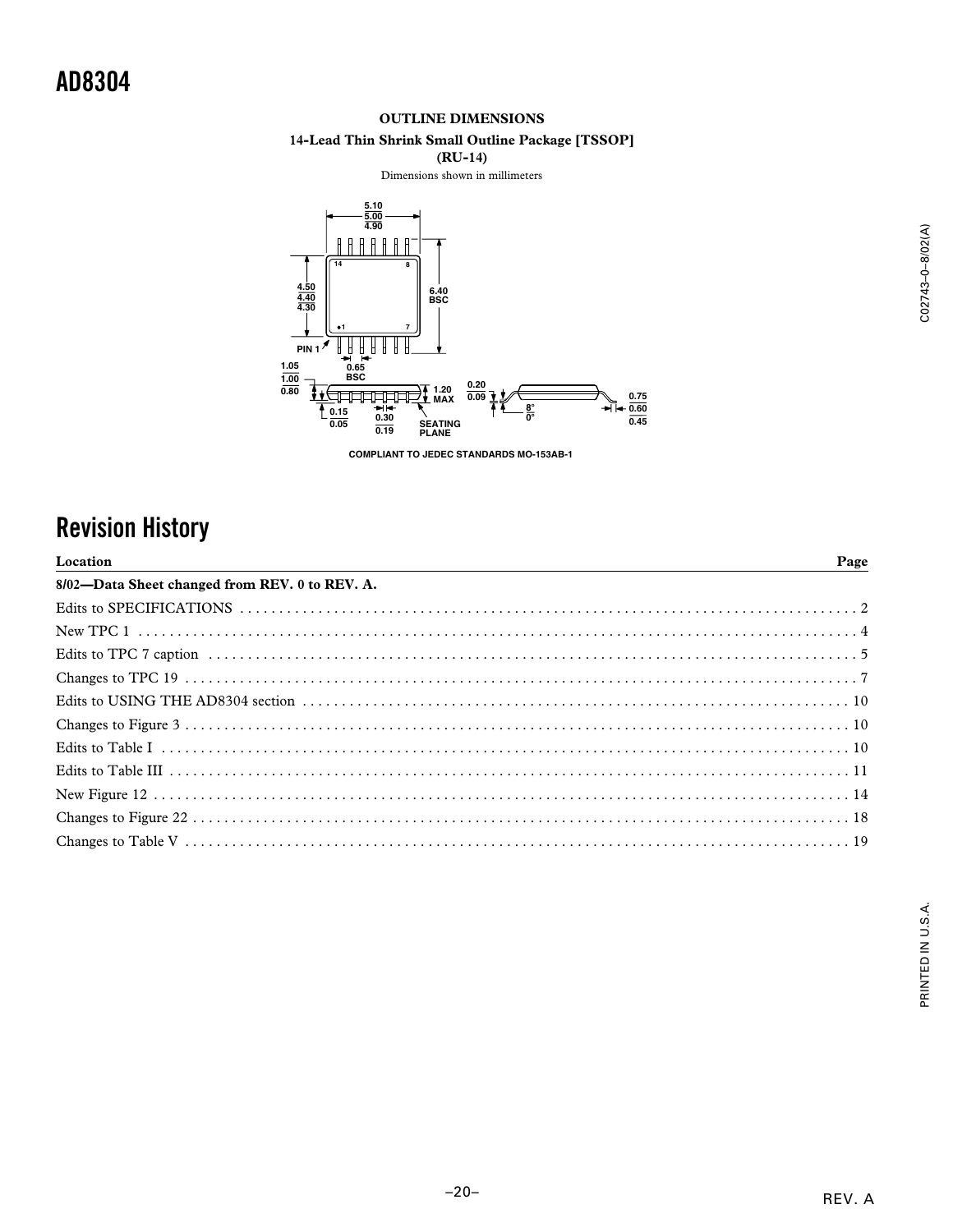## OUTLINE DIMENSIONS

**14-Lead Thin Shrink Small Outline Package [TSSOP]**
**(RU-14)**

Dimensions shown in millimeters

5.10
5.00
4.90

14
8
4.50
4.40
4.30
6.40 BSC
1
7
PIN 1
0.65 BSC
1.05
1.00
0.80
1.20 MAX
0.20
0.09
0.15
0.05
0.30
0.19
SEATING PLANE
8°
0°
0.75
0.60
0.45

COMPLIANT TO JEDEC STANDARDS MO-153AB-1

# Revision History

| Location | Page |
|---|---|
| **8/02—Data Sheet changed from REV. 0 to REV. A.** | |
| Edits to SPECIFICATIONS | 2 |
| New TPC 1 | 4 |
| Edits to TPC 7 caption | 5 |
| Changes to TPC 19 | 7 |
| Edits to USING THE AD8304 section | 10 |
| Changes to Figure 3 | 10 |
| Edits to Table I | 10 |
| Edits to Table III | 11 |
| New Figure 12 | 14 |
| Changes to Figure 22 | 18 |
| Changes to Table V | 19 |

C02743–0–8/02(A)

PRINTED IN U.S.A.